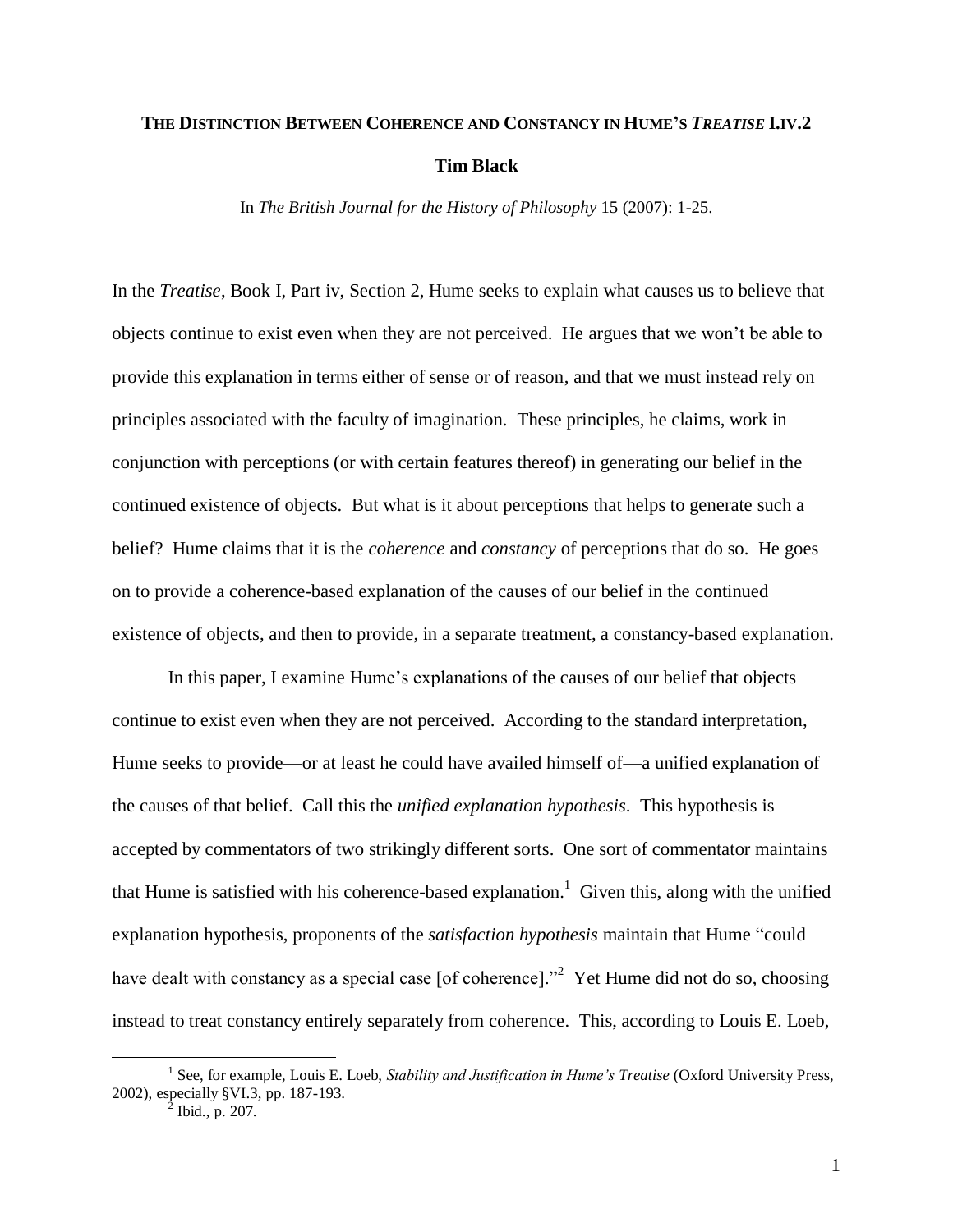# THE DISTINCTION BETWEEN COHERENCE AND CONSTANCY IN HUME'S *TREATISE* I.IV.2

**Tim Black**

In *The British Journal for the History of Philosophy* 15 (2007): 1-25.

In the *Treatise*, Book I, Part iv, Section 2, Hume seeks to explain what causes us to believe that objects continue to exist even when they are not perceived. He argues that we won't be able to provide this explanation in terms either of sense or of reason, and that we must instead rely on principles associated with the faculty of imagination. These principles, he claims, work in conjunction with perceptions (or with certain features thereof) in generating our belief in the continued existence of objects. But what is it about perceptions that helps to generate such a belief? Hume claims that it is the *coherence* and *constancy* of perceptions that do so. He goes on to provide a coherence-based explanation of the causes of our belief in the continued existence of objects, and then to provide, in a separate treatment, a constancy-based explanation.

In this paper, I examine Hume's explanations of the causes of our belief that objects continue to exist even when they are not perceived. According to the standard interpretation, Hume seeks to provide—or at least he could have availed himself of—a unified explanation of the causes of that belief. Call this the *unified explanation hypothesis*. This hypothesis is accepted by commentators of two strikingly different sorts. One sort of commentator maintains that Hume is satisfied with his coherence-based explanation.[1] Given this, along with the unified explanation hypothesis, proponents of the *satisfaction hypothesis* maintain that Hume "could have dealt with constancy as a special case [of coherence]."[2] Yet Hume did not do so, choosing instead to treat constancy entirely separately from coherence. This, according to Louis E. Loeb,

---

[1] See, for example, Louis E. Loeb, *Stability and Justification in Hume's Treatise* (Oxford University Press, 2002), especially §VI.3, pp. 187-193.

[2] Ibid., p. 207.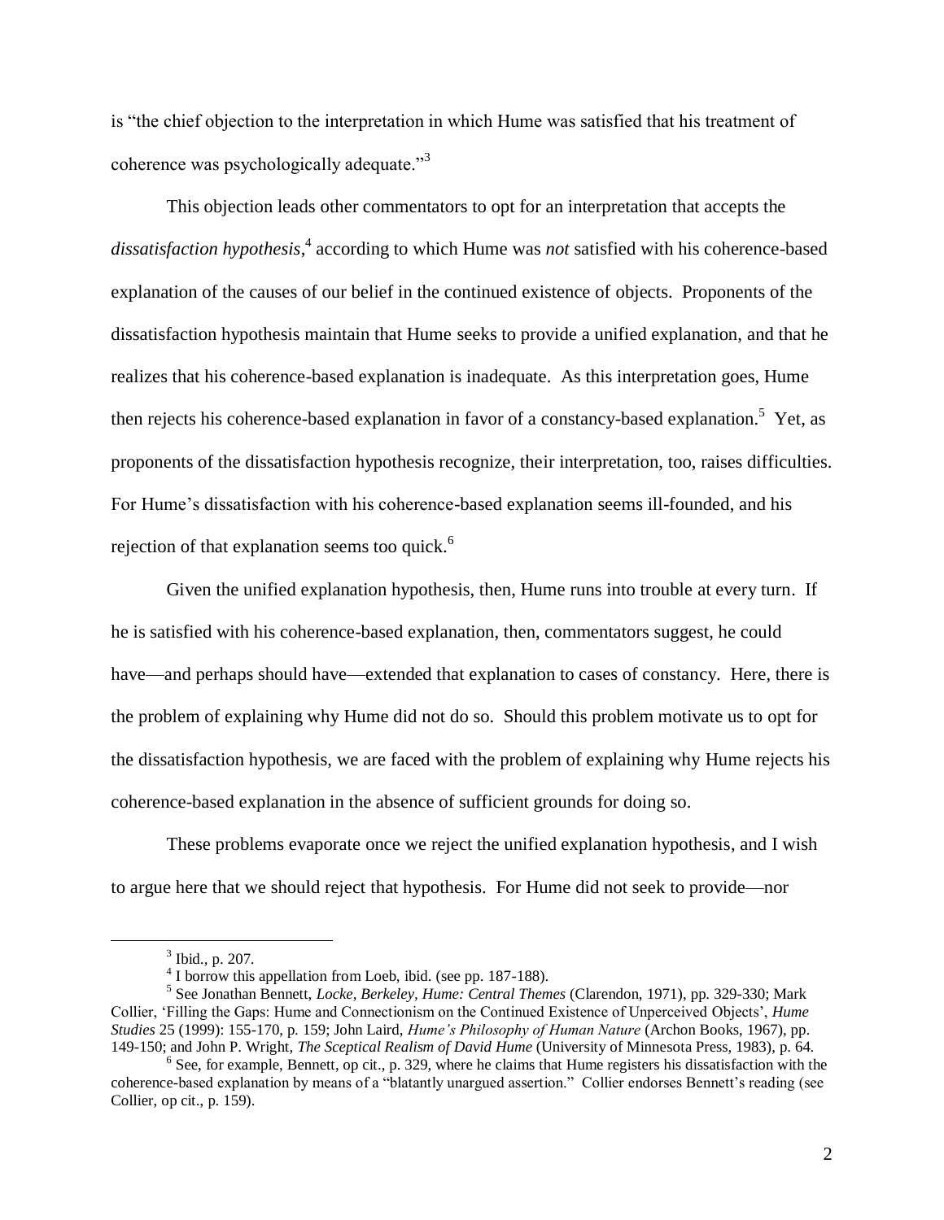is "the chief objection to the interpretation in which Hume was satisfied that his treatment of coherence was psychologically adequate."[3]

This objection leads other commentators to opt for an interpretation that accepts the *dissatisfaction hypothesis*,[4] according to which Hume was *not* satisfied with his coherence-based explanation of the causes of our belief in the continued existence of objects. Proponents of the dissatisfaction hypothesis maintain that Hume seeks to provide a unified explanation, and that he realizes that his coherence-based explanation is inadequate. As this interpretation goes, Hume then rejects his coherence-based explanation in favor of a constancy-based explanation.[5] Yet, as proponents of the dissatisfaction hypothesis recognize, their interpretation, too, raises difficulties. For Hume's dissatisfaction with his coherence-based explanation seems ill-founded, and his rejection of that explanation seems too quick.[6]

Given the unified explanation hypothesis, then, Hume runs into trouble at every turn. If he is satisfied with his coherence-based explanation, then, commentators suggest, he could have—and perhaps should have—extended that explanation to cases of constancy. Here, there is the problem of explaining why Hume did not do so. Should this problem motivate us to opt for the dissatisfaction hypothesis, we are faced with the problem of explaining why Hume rejects his coherence-based explanation in the absence of sufficient grounds for doing so.

These problems evaporate once we reject the unified explanation hypothesis, and I wish to argue here that we should reject that hypothesis. For Hume did not seek to provide—nor

---

[3] Ibid., p. 207.

[4] I borrow this appellation from Loeb, ibid. (see pp. 187-188).

[5] See Jonathan Bennett, *Locke, Berkeley, Hume: Central Themes* (Clarendon, 1971), pp. 329-330; Mark Collier, 'Filling the Gaps: Hume and Connectionism on the Continued Existence of Unperceived Objects', *Hume Studies* 25 (1999): 155-170, p. 159; John Laird, *Hume's Philosophy of Human Nature* (Archon Books, 1967), pp. 149-150; and John P. Wright, *The Sceptical Realism of David Hume* (University of Minnesota Press, 1983), p. 64.

[6] See, for example, Bennett, op cit., p. 329, where he claims that Hume registers his dissatisfaction with the coherence-based explanation by means of a "blatantly unargued assertion." Collier endorses Bennett's reading (see Collier, op cit., p. 159).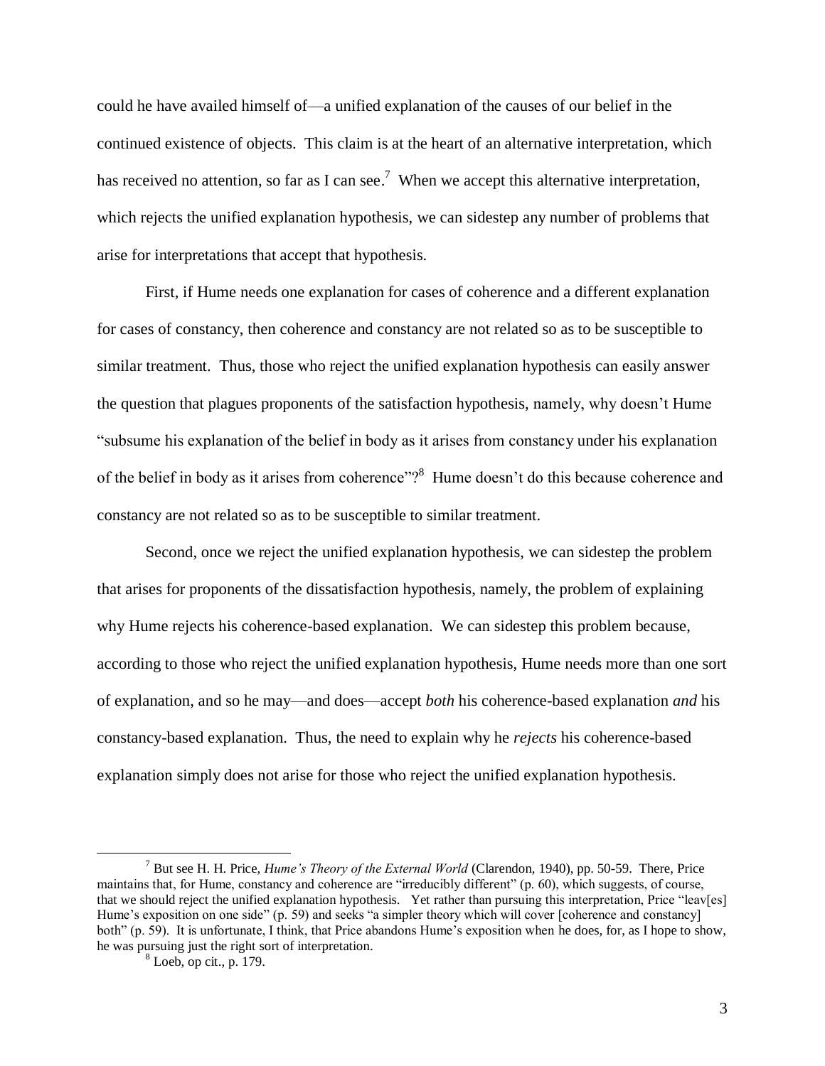could he have availed himself of—a unified explanation of the causes of our belief in the continued existence of objects. This claim is at the heart of an alternative interpretation, which has received no attention, so far as I can see.[7] When we accept this alternative interpretation, which rejects the unified explanation hypothesis, we can sidestep any number of problems that arise for interpretations that accept that hypothesis.

First, if Hume needs one explanation for cases of coherence and a different explanation for cases of constancy, then coherence and constancy are not related so as to be susceptible to similar treatment. Thus, those who reject the unified explanation hypothesis can easily answer the question that plagues proponents of the satisfaction hypothesis, namely, why doesn't Hume "subsume his explanation of the belief in body as it arises from constancy under his explanation of the belief in body as it arises from coherence"?[8] Hume doesn't do this because coherence and constancy are not related so as to be susceptible to similar treatment.

Second, once we reject the unified explanation hypothesis, we can sidestep the problem that arises for proponents of the dissatisfaction hypothesis, namely, the problem of explaining why Hume rejects his coherence-based explanation. We can sidestep this problem because, according to those who reject the unified explanation hypothesis, Hume needs more than one sort of explanation, and so he may—and does—accept *both* his coherence-based explanation *and* his constancy-based explanation. Thus, the need to explain why he *rejects* his coherence-based explanation simply does not arise for those who reject the unified explanation hypothesis.

---

[7] But see H. H. Price, *Hume's Theory of the External World* (Clarendon, 1940), pp. 50-59. There, Price maintains that, for Hume, constancy and coherence are "irreducibly different" (p. 60), which suggests, of course, that we should reject the unified explanation hypothesis. Yet rather than pursuing this interpretation, Price "leav[es] Hume's exposition on one side" (p. 59) and seeks "a simpler theory which will cover [coherence and constancy] both" (p. 59). It is unfortunate, I think, that Price abandons Hume's exposition when he does, for, as I hope to show, he was pursuing just the right sort of interpretation.

[8] Loeb, op cit., p. 179.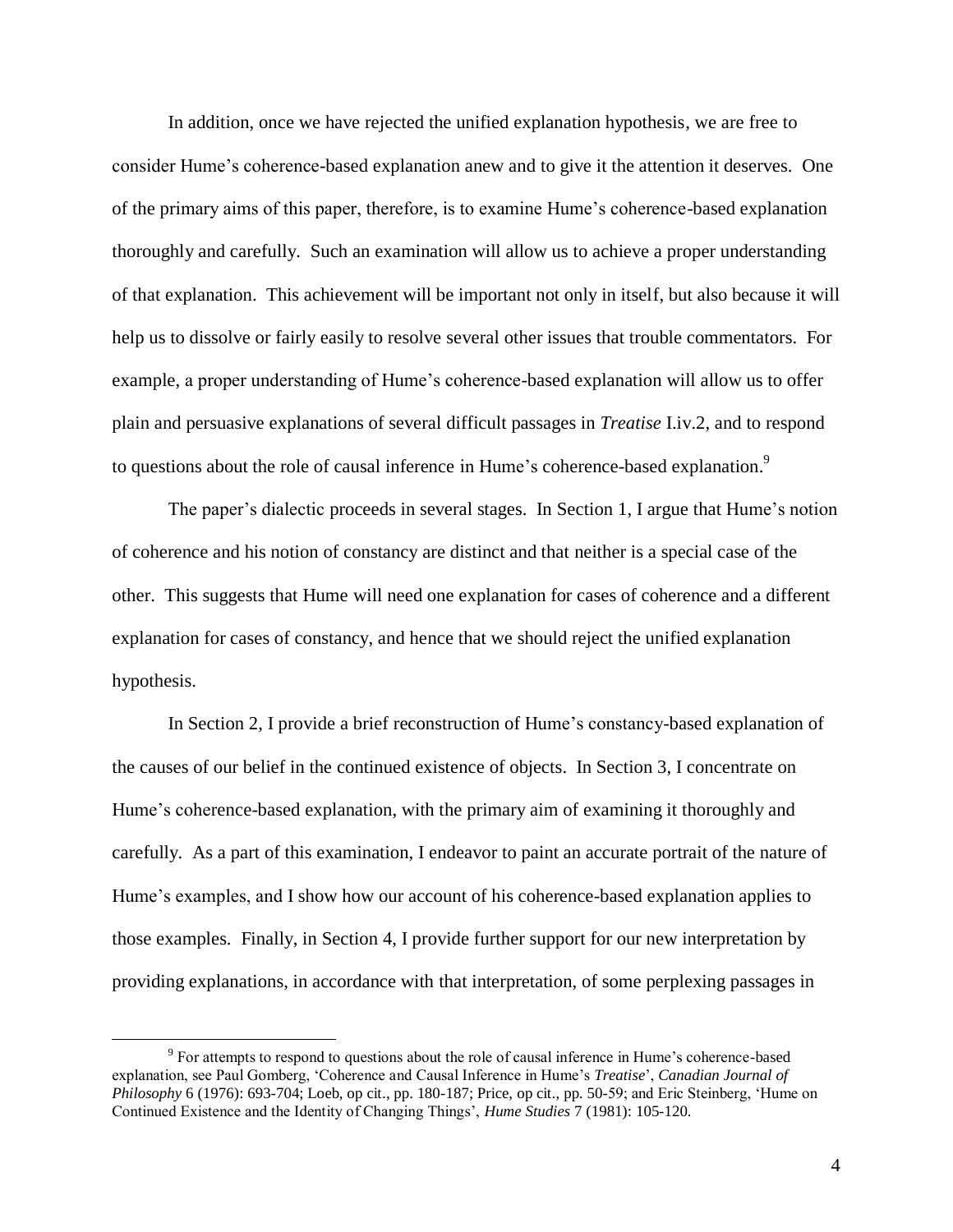In addition, once we have rejected the unified explanation hypothesis, we are free to consider Hume's coherence-based explanation anew and to give it the attention it deserves. One of the primary aims of this paper, therefore, is to examine Hume's coherence-based explanation thoroughly and carefully. Such an examination will allow us to achieve a proper understanding of that explanation. This achievement will be important not only in itself, but also because it will help us to dissolve or fairly easily to resolve several other issues that trouble commentators. For example, a proper understanding of Hume's coherence-based explanation will allow us to offer plain and persuasive explanations of several difficult passages in *Treatise* I.iv.2, and to respond to questions about the role of causal inference in Hume's coherence-based explanation.[9]

The paper's dialectic proceeds in several stages. In Section 1, I argue that Hume's notion of coherence and his notion of constancy are distinct and that neither is a special case of the other. This suggests that Hume will need one explanation for cases of coherence and a different explanation for cases of constancy, and hence that we should reject the unified explanation hypothesis.

In Section 2, I provide a brief reconstruction of Hume's constancy-based explanation of the causes of our belief in the continued existence of objects. In Section 3, I concentrate on Hume's coherence-based explanation, with the primary aim of examining it thoroughly and carefully. As a part of this examination, I endeavor to paint an accurate portrait of the nature of Hume's examples, and I show how our account of his coherence-based explanation applies to those examples. Finally, in Section 4, I provide further support for our new interpretation by providing explanations, in accordance with that interpretation, of some perplexing passages in

[9] For attempts to respond to questions about the role of causal inference in Hume's coherence-based explanation, see Paul Gomberg, 'Coherence and Causal Inference in Hume's *Treatise*', *Canadian Journal of Philosophy* 6 (1976): 693-704; Loeb, op cit., pp. 180-187; Price, op cit., pp. 50-59; and Eric Steinberg, 'Hume on Continued Existence and the Identity of Changing Things', *Hume Studies* 7 (1981): 105-120.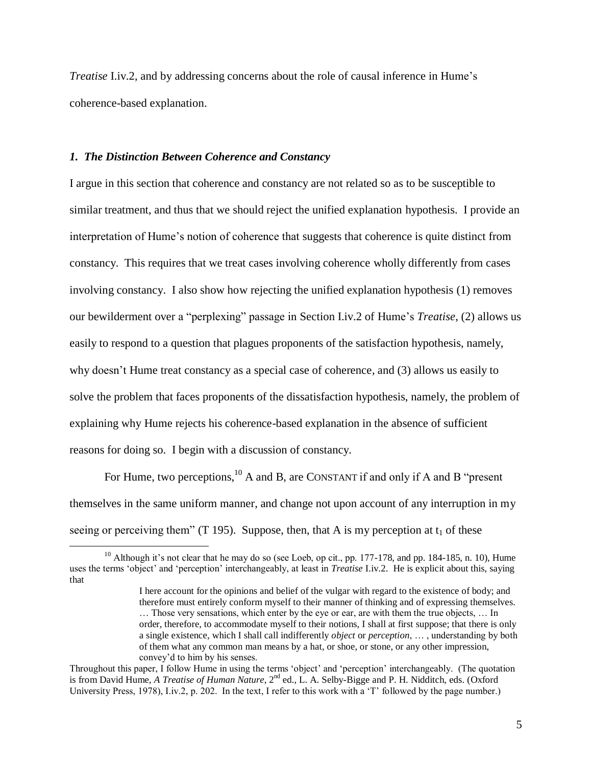*Treatise* I.iv.2, and by addressing concerns about the role of causal inference in Hume's coherence-based explanation.

### *1. The Distinction Between Coherence and Constancy*

I argue in this section that coherence and constancy are not related so as to be susceptible to similar treatment, and thus that we should reject the unified explanation hypothesis. I provide an interpretation of Hume's notion of coherence that suggests that coherence is quite distinct from constancy. This requires that we treat cases involving coherence wholly differently from cases involving constancy. I also show how rejecting the unified explanation hypothesis (1) removes our bewilderment over a "perplexing" passage in Section I.iv.2 of Hume's *Treatise*, (2) allows us easily to respond to a question that plagues proponents of the satisfaction hypothesis, namely, why doesn't Hume treat constancy as a special case of coherence, and (3) allows us easily to solve the problem that faces proponents of the dissatisfaction hypothesis, namely, the problem of explaining why Hume rejects his coherence-based explanation in the absence of sufficient reasons for doing so. I begin with a discussion of constancy.

For Hume, two perceptions,[10] A and B, are CONSTANT if and only if A and B "present themselves in the same uniform manner, and change not upon account of any interruption in my seeing or perceiving them" (T 195). Suppose, then, that A is my perception at $t_1$ of these

---

[10] Although it's not clear that he may do so (see Loeb, op cit., pp. 177-178, and pp. 184-185, n. 10), Hume uses the terms 'object' and 'perception' interchangeably, at least in *Treatise* I.iv.2. He is explicit about this, saying that

> I here account for the opinions and belief of the vulgar with regard to the existence of body; and therefore must entirely conform myself to their manner of thinking and of expressing themselves. … Those very sensations, which enter by the eye or ear, are with them the true objects, … In order, therefore, to accommodate myself to their notions, I shall at first suppose; that there is only a single existence, which I shall call indifferently *object* or *perception*, … , understanding by both of them what any common man means by a hat, or shoe, or stone, or any other impression, convey'd to him by his senses.

Throughout this paper, I follow Hume in using the terms 'object' and 'perception' interchangeably. (The quotation is from David Hume, *A Treatise of Human Nature*, 2nd ed., L. A. Selby-Bigge and P. H. Nidditch, eds. (Oxford University Press, 1978), I.iv.2, p. 202. In the text, I refer to this work with a 'T' followed by the page number.)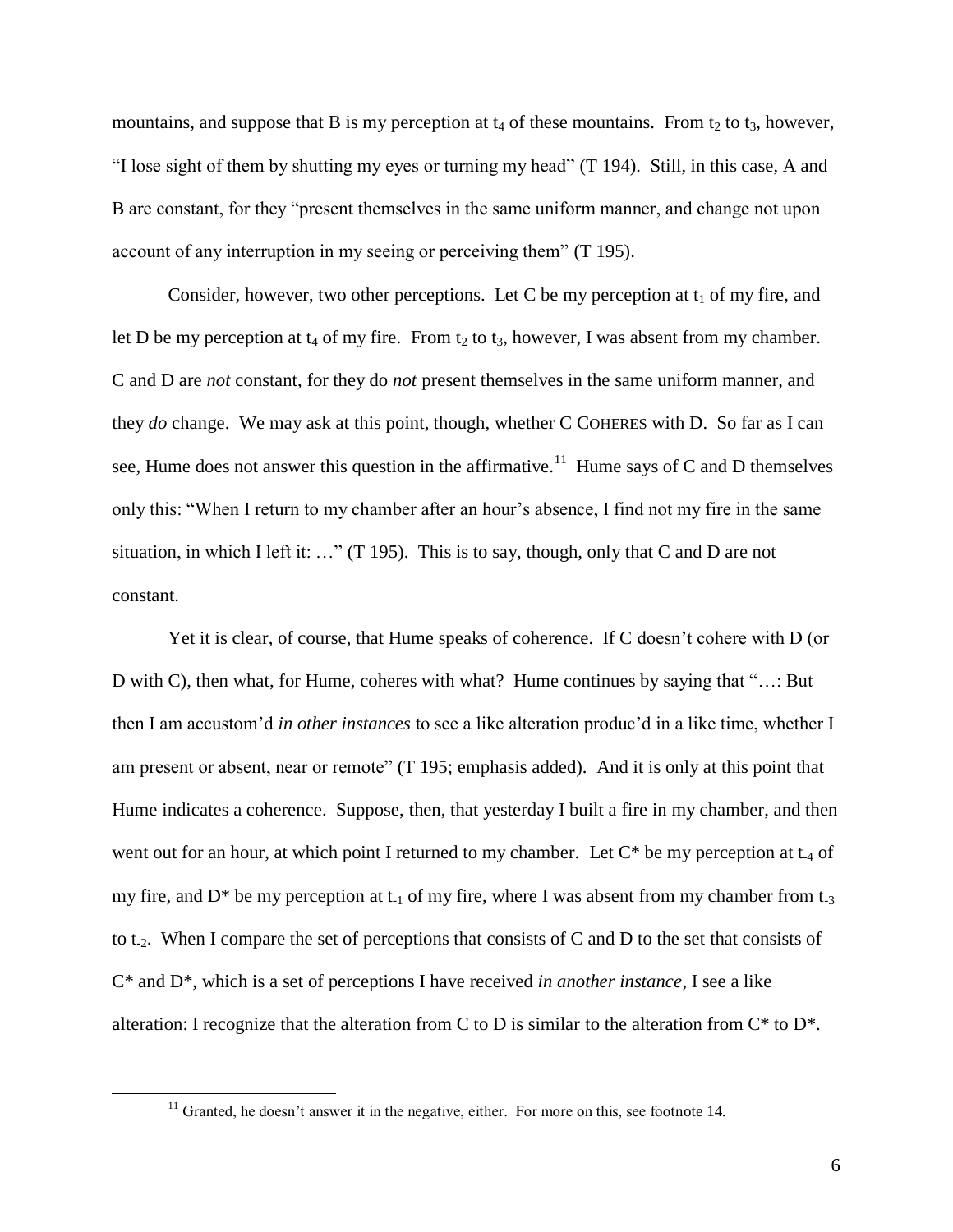mountains, and suppose that B is my perception at $t_4$ of these mountains. From $t_2$ to $t_3$, however, "I lose sight of them by shutting my eyes or turning my head" (T 194). Still, in this case, A and B are constant, for they "present themselves in the same uniform manner, and change not upon account of any interruption in my seeing or perceiving them" (T 195).

Consider, however, two other perceptions. Let C be my perception at $t_1$ of my fire, and let D be my perception at $t_4$ of my fire. From $t_2$ to $t_3$, however, I was absent from my chamber. C and D are *not* constant, for they do *not* present themselves in the same uniform manner, and they *do* change. We may ask at this point, though, whether C COHERES with D. So far as I can see, Hume does not answer this question in the affirmative.[11] Hume says of C and D themselves only this: "When I return to my chamber after an hour's absence, I find not my fire in the same situation, in which I left it: …" (T 195). This is to say, though, only that C and D are not constant.

Yet it is clear, of course, that Hume speaks of coherence. If C doesn't cohere with D (or D with C), then what, for Hume, coheres with what? Hume continues by saying that "…: But then I am accustom'd *in other instances* to see a like alteration produc'd in a like time, whether I am present or absent, near or remote" (T 195; emphasis added). And it is only at this point that Hume indicates a coherence. Suppose, then, that yesterday I built a fire in my chamber, and then went out for an hour, at which point I returned to my chamber. Let C* be my perception at $t_{-4}$ of my fire, and D* be my perception at $t_{-1}$ of my fire, where I was absent from my chamber from $t_{-3}$ to $t_{-2}$. When I compare the set of perceptions that consists of C and D to the set that consists of C* and D*, which is a set of perceptions I have received *in another instance*, I see a like alteration: I recognize that the alteration from C to D is similar to the alteration from C* to D*.

---

[11] Granted, he doesn't answer it in the negative, either. For more on this, see footnote 14.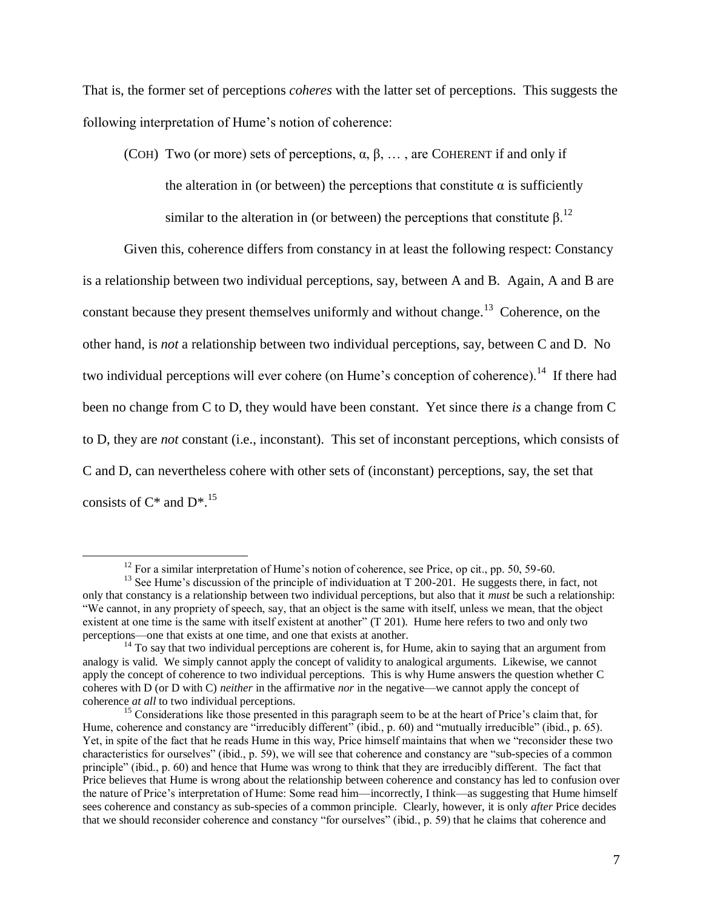That is, the former set of perceptions *coheres* with the latter set of perceptions. This suggests the following interpretation of Hume's notion of coherence:

> (COH) Two (or more) sets of perceptions, $\alpha$, $\beta$, … , are COHERENT if and only if the alteration in (or between) the perceptions that constitute $\alpha$ is sufficiently similar to the alteration in (or between) the perceptions that constitute $\beta$.[12]

Given this, coherence differs from constancy in at least the following respect: Constancy is a relationship between two individual perceptions, say, between A and B. Again, A and B are constant because they present themselves uniformly and without change.[13] Coherence, on the other hand, is *not* a relationship between two individual perceptions, say, between C and D. No two individual perceptions will ever cohere (on Hume's conception of coherence).[14] If there had been no change from C to D, they would have been constant. Yet since there *is* a change from C to D, they are *not* constant (i.e., inconstant). This set of inconstant perceptions, which consists of C and D, can nevertheless cohere with other sets of (inconstant) perceptions, say, the set that consists of C* and D*.[15]

---

[12] For a similar interpretation of Hume's notion of coherence, see Price, op cit., pp. 50, 59-60.

[13] See Hume's discussion of the principle of individuation at T 200-201. He suggests there, in fact, not only that constancy is a relationship between two individual perceptions, but also that it *must* be such a relationship: "We cannot, in any propriety of speech, say, that an object is the same with itself, unless we mean, that the object existent at one time is the same with itself existent at another" (T 201). Hume here refers to two and only two perceptions—one that exists at one time, and one that exists at another.

[14] To say that two individual perceptions are coherent is, for Hume, akin to saying that an argument from analogy is valid. We simply cannot apply the concept of validity to analogical arguments. Likewise, we cannot apply the concept of coherence to two individual perceptions. This is why Hume answers the question whether C coheres with D (or D with C) *neither* in the affirmative *nor* in the negative—we cannot apply the concept of coherence *at all* to two individual perceptions.

[15] Considerations like those presented in this paragraph seem to be at the heart of Price's claim that, for Hume, coherence and constancy are "irreducibly different" (ibid., p. 60) and "mutually irreducible" (ibid., p. 65). Yet, in spite of the fact that he reads Hume in this way, Price himself maintains that when we "reconsider these two characteristics for ourselves" (ibid., p. 59), we will see that coherence and constancy are "sub-species of a common principle" (ibid., p. 60) and hence that Hume was wrong to think that they are irreducibly different. The fact that Price believes that Hume is wrong about the relationship between coherence and constancy has led to confusion over the nature of Price's interpretation of Hume: Some read him—incorrectly, I think—as suggesting that Hume himself sees coherence and constancy as sub-species of a common principle. Clearly, however, it is only *after* Price decides that we should reconsider coherence and constancy "for ourselves" (ibid., p. 59) that he claims that coherence and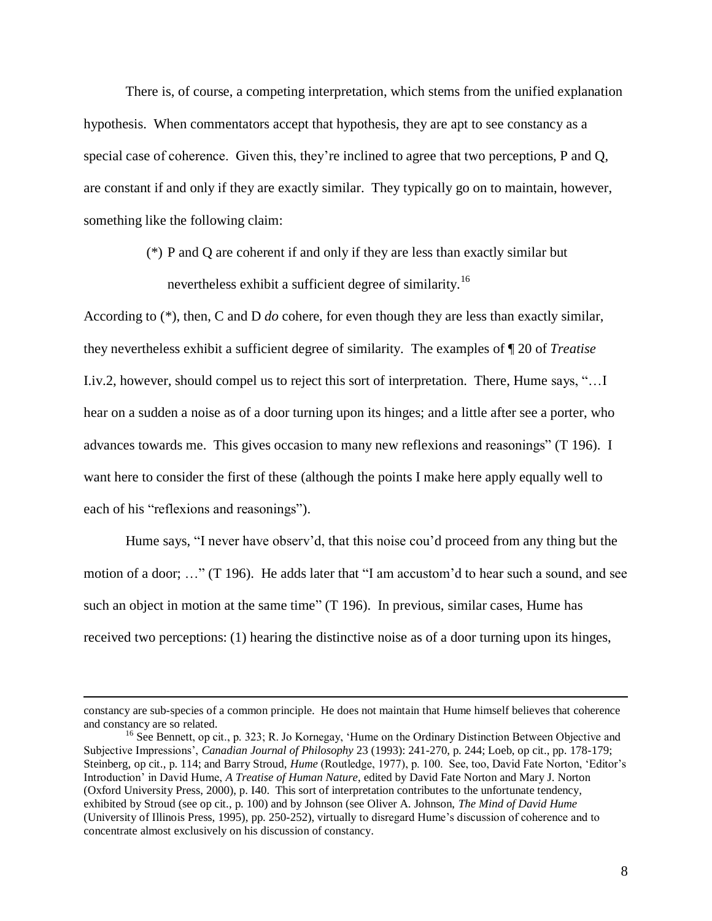There is, of course, a competing interpretation, which stems from the unified explanation hypothesis. When commentators accept that hypothesis, they are apt to see constancy as a special case of coherence. Given this, they're inclined to agree that two perceptions, P and Q, are constant if and only if they are exactly similar. They typically go on to maintain, however, something like the following claim:

> (*) P and Q are coherent if and only if they are less than exactly similar but nevertheless exhibit a sufficient degree of similarity.[16]

According to (*), then, C and D *do* cohere, for even though they are less than exactly similar, they nevertheless exhibit a sufficient degree of similarity. The examples of ¶ 20 of *Treatise* I.iv.2, however, should compel us to reject this sort of interpretation. There, Hume says, "…I hear on a sudden a noise as of a door turning upon its hinges; and a little after see a porter, who advances towards me. This gives occasion to many new reflexions and reasonings" (T 196). I want here to consider the first of these (although the points I make here apply equally well to each of his "reflexions and reasonings").

Hume says, "I never have observ'd, that this noise cou'd proceed from any thing but the motion of a door; …" (T 196). He adds later that "I am accustom'd to hear such a sound, and see such an object in motion at the same time" (T 196). In previous, similar cases, Hume has received two perceptions: (1) hearing the distinctive noise as of a door turning upon its hinges,

---

constancy are sub-species of a common principle. He does not maintain that Hume himself believes that coherence and constancy are so related.

[16] See Bennett, op cit., p. 323; R. Jo Kornegay, 'Hume on the Ordinary Distinction Between Objective and Subjective Impressions', *Canadian Journal of Philosophy* 23 (1993): 241-270, p. 244; Loeb, op cit., pp. 178-179; Steinberg, op cit., p. 114; and Barry Stroud, *Hume* (Routledge, 1977), p. 100. See, too, David Fate Norton, 'Editor's Introduction' in David Hume, *A Treatise of Human Nature*, edited by David Fate Norton and Mary J. Norton (Oxford University Press, 2000), p. I40. This sort of interpretation contributes to the unfortunate tendency, exhibited by Stroud (see op cit., p. 100) and by Johnson (see Oliver A. Johnson, *The Mind of David Hume* (University of Illinois Press, 1995), pp. 250-252), virtually to disregard Hume's discussion of coherence and to concentrate almost exclusively on his discussion of constancy.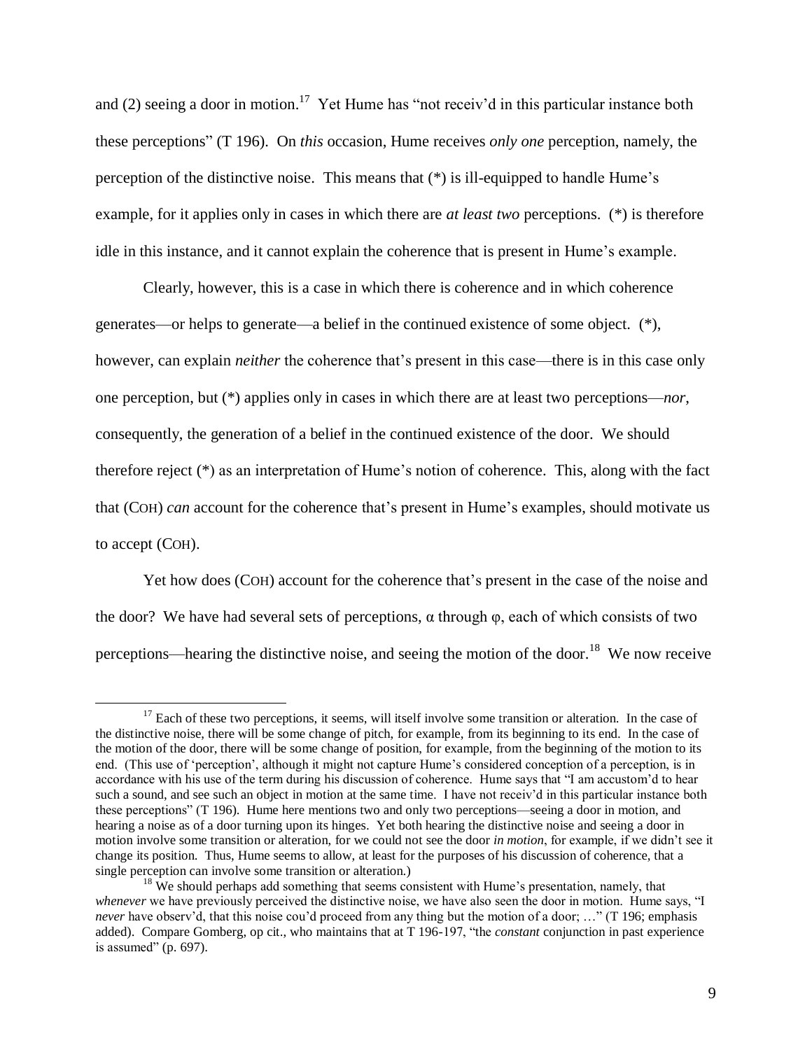and (2) seeing a door in motion.[17] Yet Hume has "not receiv'd in this particular instance both these perceptions" (T 196). On *this* occasion, Hume receives *only one* perception, namely, the perception of the distinctive noise. This means that (*) is ill-equipped to handle Hume's example, for it applies only in cases in which there are *at least two* perceptions. (*) is therefore idle in this instance, and it cannot explain the coherence that is present in Hume's example.

Clearly, however, this is a case in which there is coherence and in which coherence generates—or helps to generate—a belief in the continued existence of some object. (*), however, can explain *neither* the coherence that's present in this case—there is in this case only one perception, but (*) applies only in cases in which there are at least two perceptions—*nor*, consequently, the generation of a belief in the continued existence of the door. We should therefore reject (*) as an interpretation of Hume's notion of coherence. This, along with the fact that (COH) *can* account for the coherence that's present in Hume's examples, should motivate us to accept (COH).

Yet how does (COH) account for the coherence that's present in the case of the noise and the door? We have had several sets of perceptions, α through φ, each of which consists of two perceptions—hearing the distinctive noise, and seeing the motion of the door.[18] We now receive

[17] Each of these two perceptions, it seems, will itself involve some transition or alteration. In the case of the distinctive noise, there will be some change of pitch, for example, from its beginning to its end. In the case of the motion of the door, there will be some change of position, for example, from the beginning of the motion to its end. (This use of 'perception', although it might not capture Hume's considered conception of a perception, is in accordance with his use of the term during his discussion of coherence. Hume says that "I am accustom'd to hear such a sound, and see such an object in motion at the same time. I have not receiv'd in this particular instance both these perceptions" (T 196). Hume here mentions two and only two perceptions—seeing a door in motion, and hearing a noise as of a door turning upon its hinges. Yet both hearing the distinctive noise and seeing a door in motion involve some transition or alteration, for we could not see the door *in motion*, for example, if we didn't see it change its position. Thus, Hume seems to allow, at least for the purposes of his discussion of coherence, that a single perception can involve some transition or alteration.)

[18] We should perhaps add something that seems consistent with Hume's presentation, namely, that *whenever* we have previously perceived the distinctive noise, we have also seen the door in motion. Hume says, "I *never* have observ'd, that this noise cou'd proceed from any thing but the motion of a door; …" (T 196; emphasis added). Compare Gomberg, op cit., who maintains that at T 196-197, "the *constant* conjunction in past experience is assumed" (p. 697).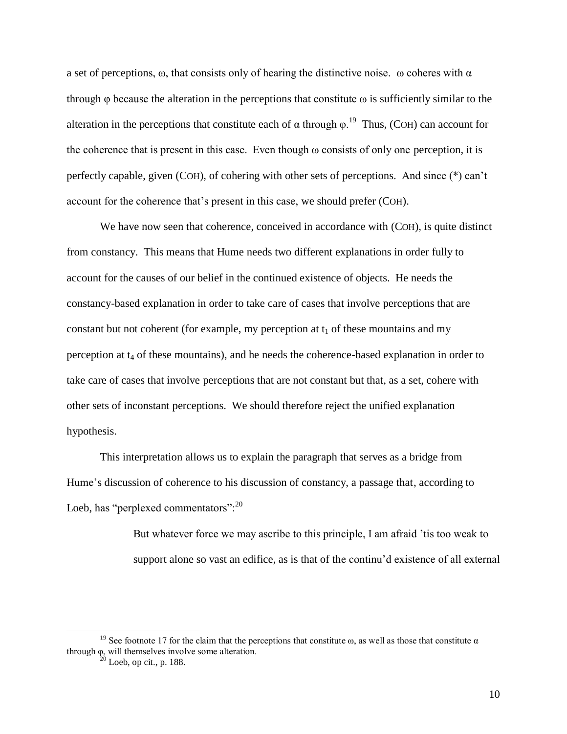a set of perceptions, $\omega$, that consists only of hearing the distinctive noise. $\omega$ coheres with $\alpha$ through $\varphi$ because the alteration in the perceptions that constitute $\omega$ is sufficiently similar to the alteration in the perceptions that constitute each of $\alpha$ through $\varphi$.[19] Thus, (COH) can account for the coherence that is present in this case. Even though $\omega$ consists of only one perception, it is perfectly capable, given (COH), of cohering with other sets of perceptions. And since (*) can't account for the coherence that's present in this case, we should prefer (COH).

We have now seen that coherence, conceived in accordance with (COH), is quite distinct from constancy. This means that Hume needs two different explanations in order fully to account for the causes of our belief in the continued existence of objects. He needs the constancy-based explanation in order to take care of cases that involve perceptions that are constant but not coherent (for example, my perception at $t_1$ of these mountains and my perception at $t_4$ of these mountains), and he needs the coherence-based explanation in order to take care of cases that involve perceptions that are not constant but that, as a set, cohere with other sets of inconstant perceptions. We should therefore reject the unified explanation hypothesis.

This interpretation allows us to explain the paragraph that serves as a bridge from Hume's discussion of coherence to his discussion of constancy, a passage that, according to Loeb, has "perplexed commentators":[20]

> But whatever force we may ascribe to this principle, I am afraid 'tis too weak to support alone so vast an edifice, as is that of the continu'd existence of all external

---

[19] See footnote 17 for the claim that the perceptions that constitute $\omega$, as well as those that constitute $\alpha$ through $\varphi$, will themselves involve some alteration.

[20] Loeb, op cit., p. 188.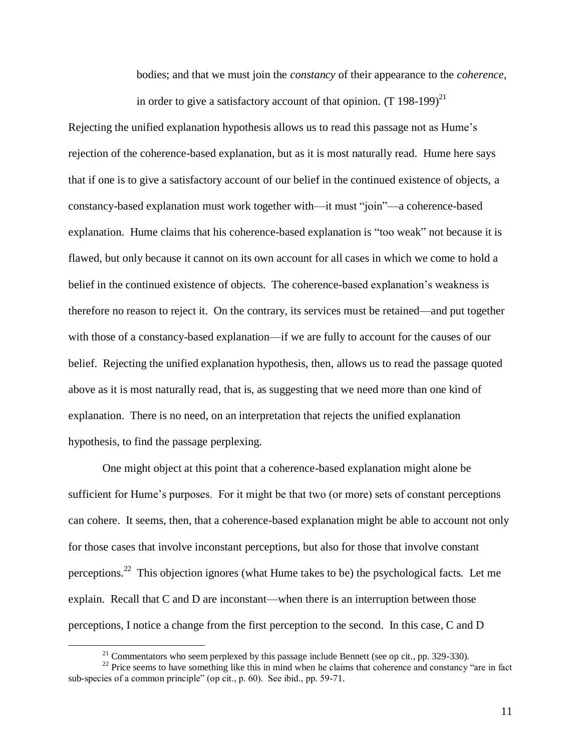> bodies; and that we must join the *constancy* of their appearance to the *coherence*, in order to give a satisfactory account of that opinion. (T 198-199)[21]

Rejecting the unified explanation hypothesis allows us to read this passage not as Hume's rejection of the coherence-based explanation, but as it is most naturally read. Hume here says that if one is to give a satisfactory account of our belief in the continued existence of objects, a constancy-based explanation must work together with—it must "join"—a coherence-based explanation. Hume claims that his coherence-based explanation is "too weak" not because it is flawed, but only because it cannot on its own account for all cases in which we come to hold a belief in the continued existence of objects. The coherence-based explanation's weakness is therefore no reason to reject it. On the contrary, its services must be retained—and put together with those of a constancy-based explanation—if we are fully to account for the causes of our belief. Rejecting the unified explanation hypothesis, then, allows us to read the passage quoted above as it is most naturally read, that is, as suggesting that we need more than one kind of explanation. There is no need, on an interpretation that rejects the unified explanation hypothesis, to find the passage perplexing.

One might object at this point that a coherence-based explanation might alone be sufficient for Hume's purposes. For it might be that two (or more) sets of constant perceptions can cohere. It seems, then, that a coherence-based explanation might be able to account not only for those cases that involve inconstant perceptions, but also for those that involve constant perceptions.[22] This objection ignores (what Hume takes to be) the psychological facts. Let me explain. Recall that C and D are inconstant—when there is an interruption between those perceptions, I notice a change from the first perception to the second. In this case, C and D

---

[21] Commentators who seem perplexed by this passage include Bennett (see op cit., pp. 329-330).

[22] Price seems to have something like this in mind when he claims that coherence and constancy "are in fact sub-species of a common principle" (op cit., p. 60). See ibid., pp. 59-71.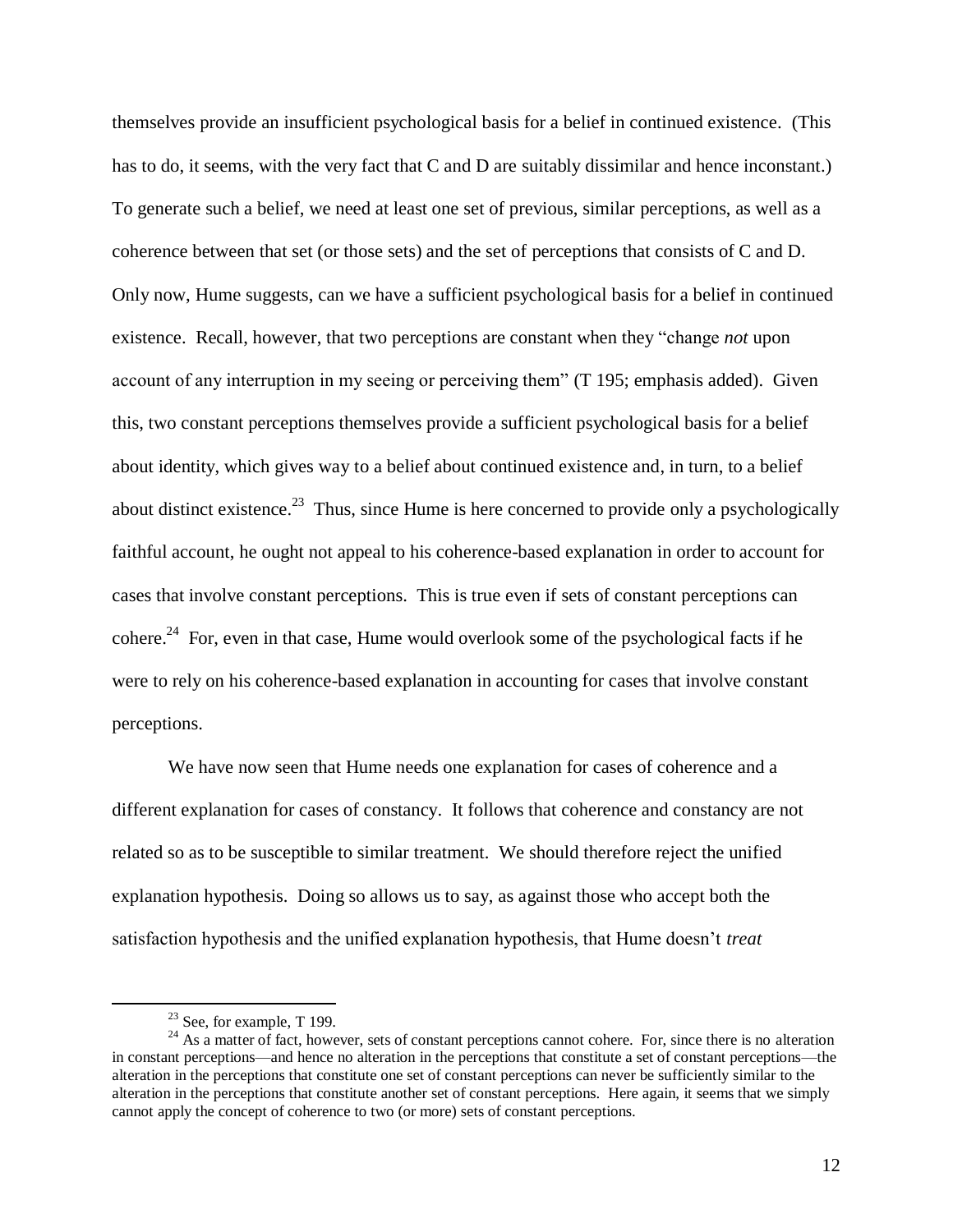themselves provide an insufficient psychological basis for a belief in continued existence. (This has to do, it seems, with the very fact that C and D are suitably dissimilar and hence inconstant.) To generate such a belief, we need at least one set of previous, similar perceptions, as well as a coherence between that set (or those sets) and the set of perceptions that consists of C and D. Only now, Hume suggests, can we have a sufficient psychological basis for a belief in continued existence. Recall, however, that two perceptions are constant when they "change *not* upon account of any interruption in my seeing or perceiving them" (T 195; emphasis added). Given this, two constant perceptions themselves provide a sufficient psychological basis for a belief about identity, which gives way to a belief about continued existence and, in turn, to a belief about distinct existence.[23] Thus, since Hume is here concerned to provide only a psychologically faithful account, he ought not appeal to his coherence-based explanation in order to account for cases that involve constant perceptions. This is true even if sets of constant perceptions can cohere.[24] For, even in that case, Hume would overlook some of the psychological facts if he were to rely on his coherence-based explanation in accounting for cases that involve constant perceptions.

We have now seen that Hume needs one explanation for cases of coherence and a different explanation for cases of constancy. It follows that coherence and constancy are not related so as to be susceptible to similar treatment. We should therefore reject the unified explanation hypothesis. Doing so allows us to say, as against those who accept both the satisfaction hypothesis and the unified explanation hypothesis, that Hume doesn't *treat*

---

[23] See, for example, T 199.

[24] As a matter of fact, however, sets of constant perceptions cannot cohere. For, since there is no alteration in constant perceptions—and hence no alteration in the perceptions that constitute a set of constant perceptions—the alteration in the perceptions that constitute one set of constant perceptions can never be sufficiently similar to the alteration in the perceptions that constitute another set of constant perceptions. Here again, it seems that we simply cannot apply the concept of coherence to two (or more) sets of constant perceptions.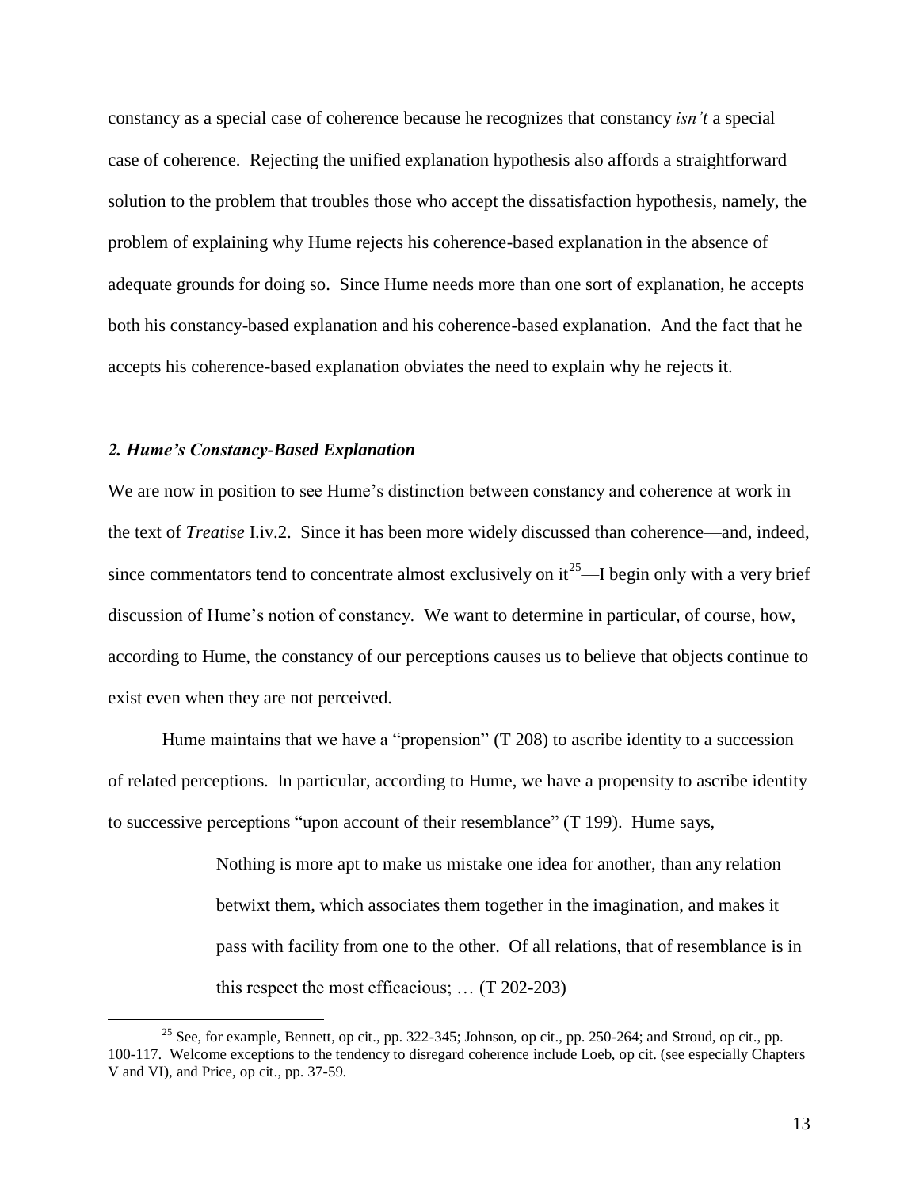constancy as a special case of coherence because he recognizes that constancy *isn't* a special case of coherence. Rejecting the unified explanation hypothesis also affords a straightforward solution to the problem that troubles those who accept the dissatisfaction hypothesis, namely, the problem of explaining why Hume rejects his coherence-based explanation in the absence of adequate grounds for doing so. Since Hume needs more than one sort of explanation, he accepts both his constancy-based explanation and his coherence-based explanation. And the fact that he accepts his coherence-based explanation obviates the need to explain why he rejects it.

### *2. Hume's Constancy-Based Explanation*

We are now in position to see Hume's distinction between constancy and coherence at work in the text of *Treatise* I.iv.2. Since it has been more widely discussed than coherence—and, indeed, since commentators tend to concentrate almost exclusively on it[25]—I begin only with a very brief discussion of Hume's notion of constancy. We want to determine in particular, of course, how, according to Hume, the constancy of our perceptions causes us to believe that objects continue to exist even when they are not perceived.

Hume maintains that we have a "propension" (T 208) to ascribe identity to a succession of related perceptions. In particular, according to Hume, we have a propensity to ascribe identity to successive perceptions "upon account of their resemblance" (T 199). Hume says,

> Nothing is more apt to make us mistake one idea for another, than any relation betwixt them, which associates them together in the imagination, and makes it pass with facility from one to the other. Of all relations, that of resemblance is in this respect the most efficacious; … (T 202-203)

[25] See, for example, Bennett, op cit., pp. 322-345; Johnson, op cit., pp. 250-264; and Stroud, op cit., pp. 100-117. Welcome exceptions to the tendency to disregard coherence include Loeb, op cit. (see especially Chapters V and VI), and Price, op cit., pp. 37-59.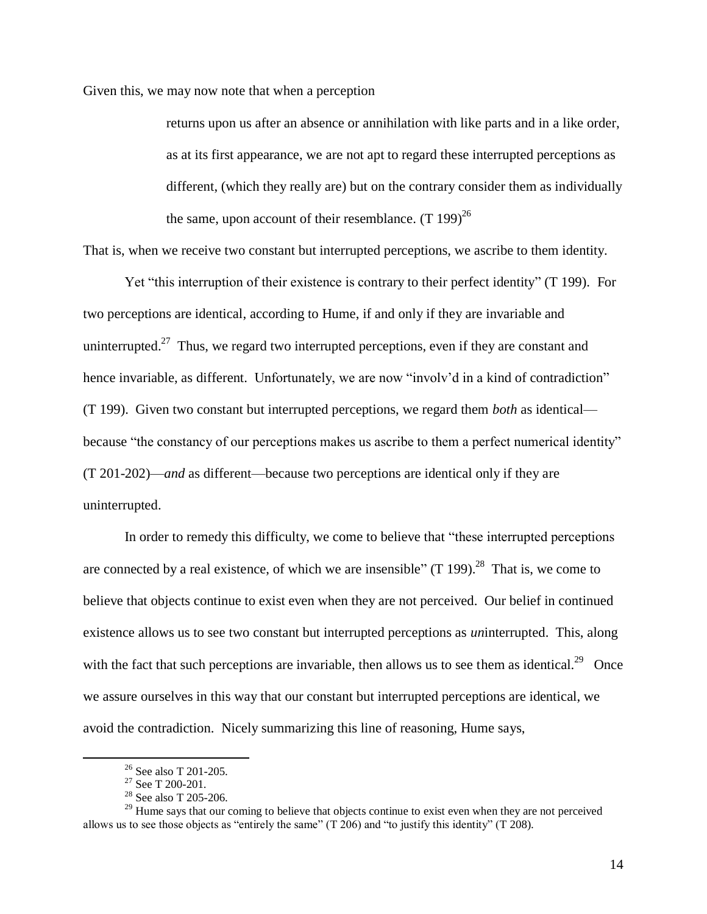Given this, we may now note that when a perception

> returns upon us after an absence or annihilation with like parts and in a like order, as at its first appearance, we are not apt to regard these interrupted perceptions as different, (which they really are) but on the contrary consider them as individually the same, upon account of their resemblance. (T 199)[26]

That is, when we receive two constant but interrupted perceptions, we ascribe to them identity.

Yet "this interruption of their existence is contrary to their perfect identity" (T 199). For two perceptions are identical, according to Hume, if and only if they are invariable and uninterrupted.[27] Thus, we regard two interrupted perceptions, even if they are constant and hence invariable, as different. Unfortunately, we are now "involv'd in a kind of contradiction" (T 199). Given two constant but interrupted perceptions, we regard them *both* as identical—because "the constancy of our perceptions makes us ascribe to them a perfect numerical identity" (T 201-202)—*and* as different—because two perceptions are identical only if they are uninterrupted.

In order to remedy this difficulty, we come to believe that "these interrupted perceptions are connected by a real existence, of which we are insensible" (T 199).[28] That is, we come to believe that objects continue to exist even when they are not perceived. Our belief in continued existence allows us to see two constant but interrupted perceptions as *un*interrupted. This, along with the fact that such perceptions are invariable, then allows us to see them as identical.[29] Once we assure ourselves in this way that our constant but interrupted perceptions are identical, we avoid the contradiction. Nicely summarizing this line of reasoning, Hume says,

[26] See also T 201-205.

[27] See T 200-201.

[28] See also T 205-206.

[29] Hume says that our coming to believe that objects continue to exist even when they are not perceived allows us to see those objects as "entirely the same" (T 206) and "to justify this identity" (T 208).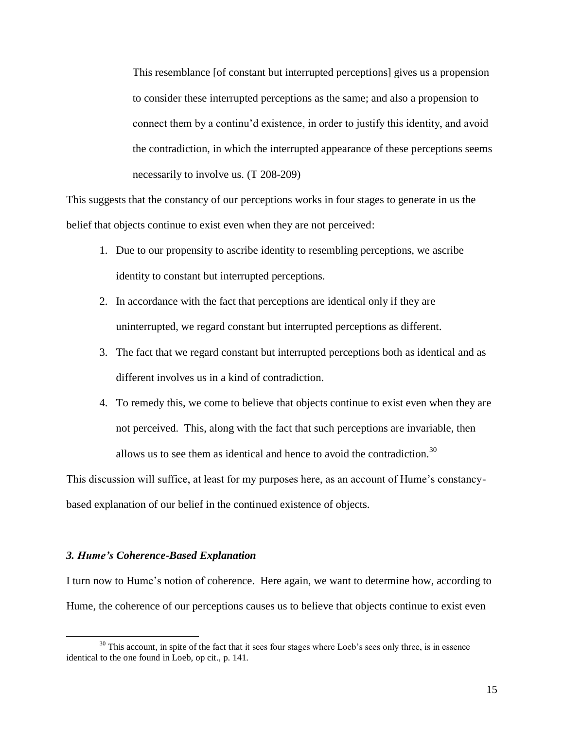> This resemblance [of constant but interrupted perceptions] gives us a propension to consider these interrupted perceptions as the same; and also a propension to connect them by a continu'd existence, in order to justify this identity, and avoid the contradiction, in which the interrupted appearance of these perceptions seems necessarily to involve us. (T 208-209)

This suggests that the constancy of our perceptions works in four stages to generate in us the belief that objects continue to exist even when they are not perceived:

1. Due to our propensity to ascribe identity to resembling perceptions, we ascribe identity to constant but interrupted perceptions.
2. In accordance with the fact that perceptions are identical only if they are uninterrupted, we regard constant but interrupted perceptions as different.
3. The fact that we regard constant but interrupted perceptions both as identical and as different involves us in a kind of contradiction.
4. To remedy this, we come to believe that objects continue to exist even when they are not perceived. This, along with the fact that such perceptions are invariable, then allows us to see them as identical and hence to avoid the contradiction.[30]

This discussion will suffice, at least for my purposes here, as an account of Hume's constancy-based explanation of our belief in the continued existence of objects.

### *3. Hume's Coherence-Based Explanation*

I turn now to Hume's notion of coherence. Here again, we want to determine how, according to Hume, the coherence of our perceptions causes us to believe that objects continue to exist even

[30] This account, in spite of the fact that it sees four stages where Loeb's sees only three, is in essence identical to the one found in Loeb, op cit., p. 141.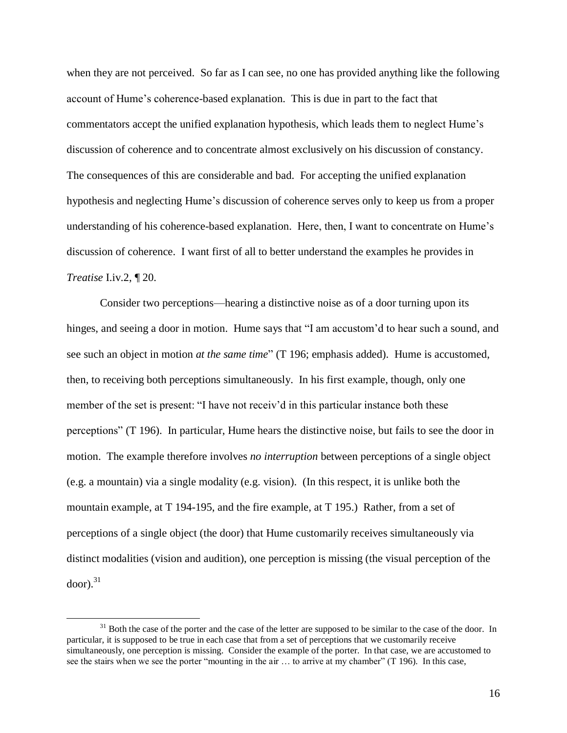when they are not perceived. So far as I can see, no one has provided anything like the following account of Hume's coherence-based explanation. This is due in part to the fact that commentators accept the unified explanation hypothesis, which leads them to neglect Hume's discussion of coherence and to concentrate almost exclusively on his discussion of constancy. The consequences of this are considerable and bad. For accepting the unified explanation hypothesis and neglecting Hume's discussion of coherence serves only to keep us from a proper understanding of his coherence-based explanation. Here, then, I want to concentrate on Hume's discussion of coherence. I want first of all to better understand the examples he provides in *Treatise* I.iv.2, ¶ 20.

Consider two perceptions—hearing a distinctive noise as of a door turning upon its hinges, and seeing a door in motion. Hume says that "I am accustom'd to hear such a sound, and see such an object in motion *at the same time*" (T 196; emphasis added). Hume is accustomed, then, to receiving both perceptions simultaneously. In his first example, though, only one member of the set is present: "I have not receiv'd in this particular instance both these perceptions" (T 196). In particular, Hume hears the distinctive noise, but fails to see the door in motion. The example therefore involves *no interruption* between perceptions of a single object (e.g. a mountain) via a single modality (e.g. vision). (In this respect, it is unlike both the mountain example, at T 194-195, and the fire example, at T 195.) Rather, from a set of perceptions of a single object (the door) that Hume customarily receives simultaneously via distinct modalities (vision and audition), one perception is missing (the visual perception of the door).[31]

[31] Both the case of the porter and the case of the letter are supposed to be similar to the case of the door. In particular, it is supposed to be true in each case that from a set of perceptions that we customarily receive simultaneously, one perception is missing. Consider the example of the porter. In that case, we are accustomed to see the stairs when we see the porter "mounting in the air … to arrive at my chamber" (T 196). In this case,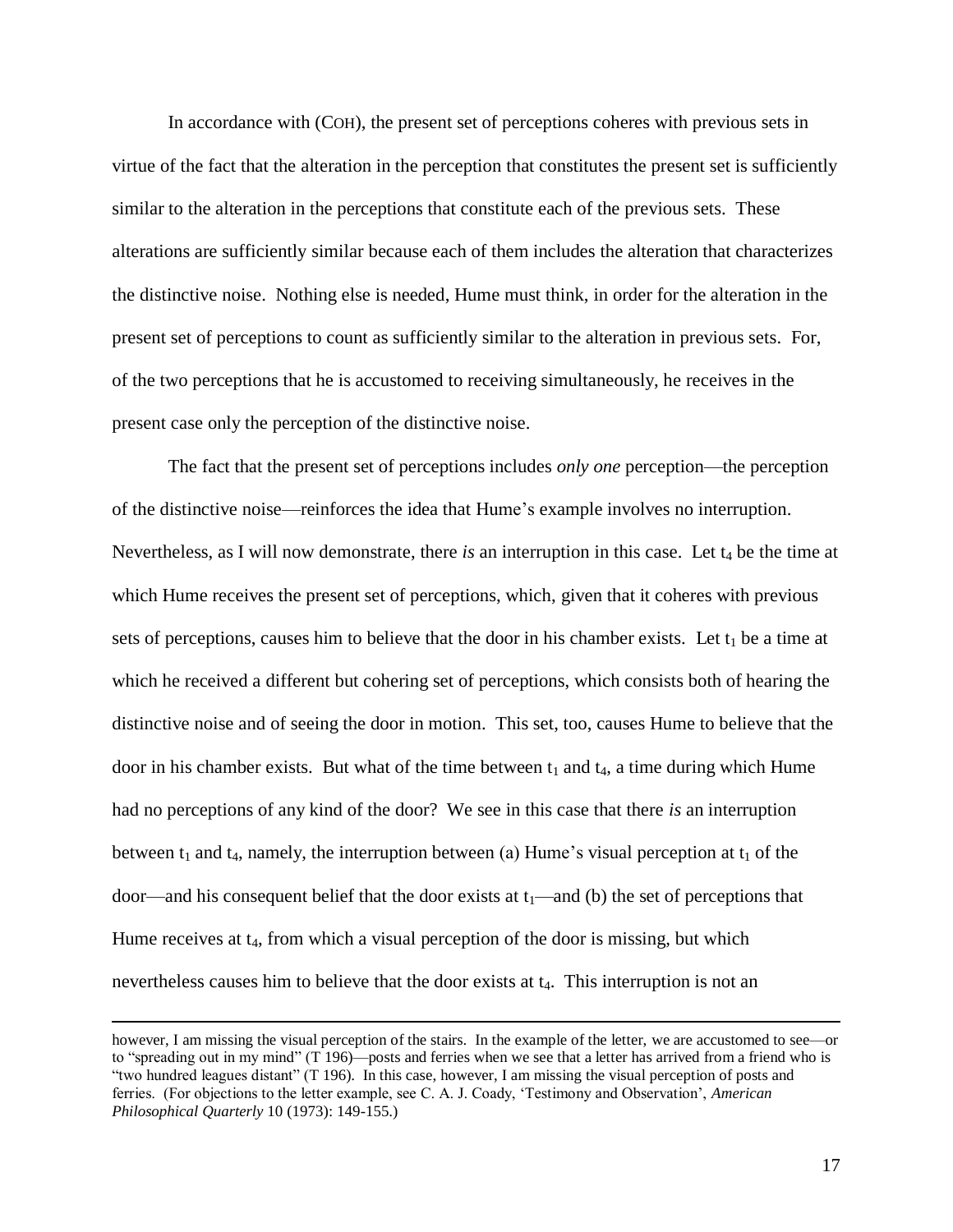In accordance with (COH), the present set of perceptions coheres with previous sets in virtue of the fact that the alteration in the perception that constitutes the present set is sufficiently similar to the alteration in the perceptions that constitute each of the previous sets. These alterations are sufficiently similar because each of them includes the alteration that characterizes the distinctive noise. Nothing else is needed, Hume must think, in order for the alteration in the present set of perceptions to count as sufficiently similar to the alteration in previous sets. For, of the two perceptions that he is accustomed to receiving simultaneously, he receives in the present case only the perception of the distinctive noise.

The fact that the present set of perceptions includes *only one* perception—the perception of the distinctive noise—reinforces the idea that Hume's example involves no interruption. Nevertheless, as I will now demonstrate, there *is* an interruption in this case. Let $t_4$ be the time at which Hume receives the present set of perceptions, which, given that it coheres with previous sets of perceptions, causes him to believe that the door in his chamber exists. Let $t_1$ be a time at which he received a different but cohering set of perceptions, which consists both of hearing the distinctive noise and of seeing the door in motion. This set, too, causes Hume to believe that the door in his chamber exists. But what of the time between $t_1$ and $t_4$, a time during which Hume had no perceptions of any kind of the door? We see in this case that there *is* an interruption between $t_1$ and $t_4$, namely, the interruption between (a) Hume's visual perception at $t_1$ of the door—and his consequent belief that the door exists at $t_1$—and (b) the set of perceptions that Hume receives at $t_4$, from which a visual perception of the door is missing, but which nevertheless causes him to believe that the door exists at $t_4$. This interruption is not an

---

however, I am missing the visual perception of the stairs. In the example of the letter, we are accustomed to see—or to "spreading out in my mind" (T 196)—posts and ferries when we see that a letter has arrived from a friend who is "two hundred leagues distant" (T 196). In this case, however, I am missing the visual perception of posts and ferries. (For objections to the letter example, see C. A. J. Coady, 'Testimony and Observation', *American Philosophical Quarterly* 10 (1973): 149-155.)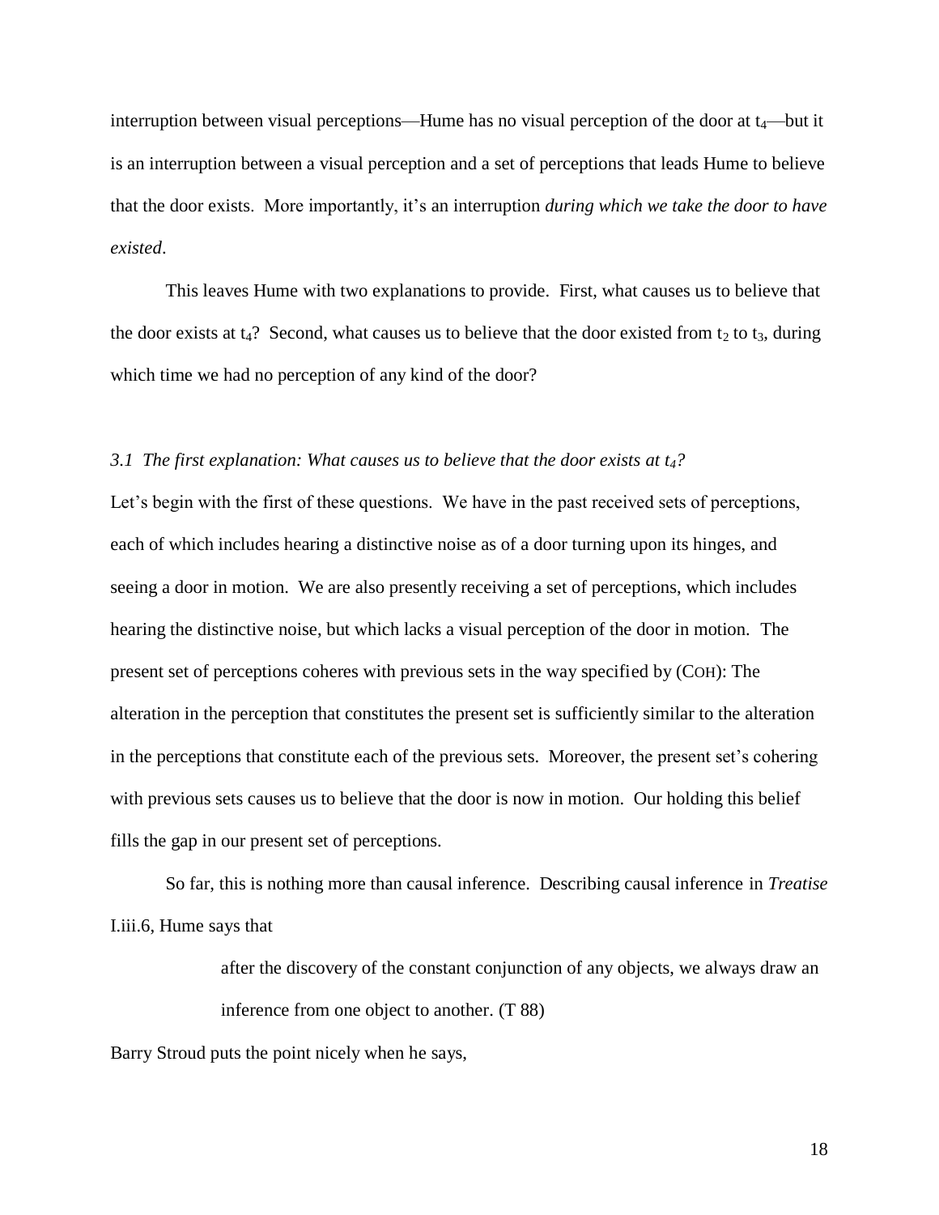interruption between visual perceptions—Hume has no visual perception of the door at $t_4$—but it is an interruption between a visual perception and a set of perceptions that leads Hume to believe that the door exists. More importantly, it's an interruption *during which we take the door to have existed*.

This leaves Hume with two explanations to provide. First, what causes us to believe that the door exists at $t_4$? Second, what causes us to believe that the door existed from $t_2$ to $t_3$, during which time we had no perception of any kind of the door?

### *3.1 The first explanation: What causes us to believe that the door exists at $t_4$?*

Let's begin with the first of these questions. We have in the past received sets of perceptions, each of which includes hearing a distinctive noise as of a door turning upon its hinges, and seeing a door in motion. We are also presently receiving a set of perceptions, which includes hearing the distinctive noise, but which lacks a visual perception of the door in motion. The present set of perceptions coheres with previous sets in the way specified by (COH): The alteration in the perception that constitutes the present set is sufficiently similar to the alteration in the perceptions that constitute each of the previous sets. Moreover, the present set's cohering with previous sets causes us to believe that the door is now in motion. Our holding this belief fills the gap in our present set of perceptions.

So far, this is nothing more than causal inference. Describing causal inference in *Treatise* I.iii.6, Hume says that

> after the discovery of the constant conjunction of any objects, we always draw an inference from one object to another. (T 88)

Barry Stroud puts the point nicely when he says,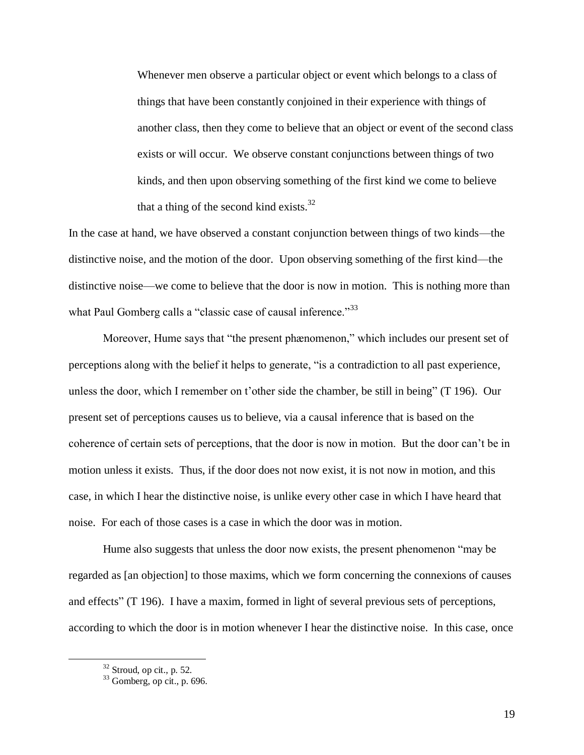> Whenever men observe a particular object or event which belongs to a class of things that have been constantly conjoined in their experience with things of another class, then they come to believe that an object or event of the second class exists or will occur. We observe constant conjunctions between things of two kinds, and then upon observing something of the first kind we come to believe that a thing of the second kind exists.[32]

In the case at hand, we have observed a constant conjunction between things of two kinds—the distinctive noise, and the motion of the door. Upon observing something of the first kind—the distinctive noise—we come to believe that the door is now in motion. This is nothing more than what Paul Gomberg calls a "classic case of causal inference."[33]

Moreover, Hume says that "the present phænomenon," which includes our present set of perceptions along with the belief it helps to generate, "is a contradiction to all past experience, unless the door, which I remember on t'other side the chamber, be still in being" (T 196). Our present set of perceptions causes us to believe, via a causal inference that is based on the coherence of certain sets of perceptions, that the door is now in motion. But the door can't be in motion unless it exists. Thus, if the door does not now exist, it is not now in motion, and this case, in which I hear the distinctive noise, is unlike every other case in which I have heard that noise. For each of those cases is a case in which the door was in motion.

Hume also suggests that unless the door now exists, the present phenomenon "may be regarded as [an objection] to those maxims, which we form concerning the connexions of causes and effects" (T 196). I have a maxim, formed in light of several previous sets of perceptions, according to which the door is in motion whenever I hear the distinctive noise. In this case, once

[32] Stroud, op cit., p. 52.

[33] Gomberg, op cit., p. 696.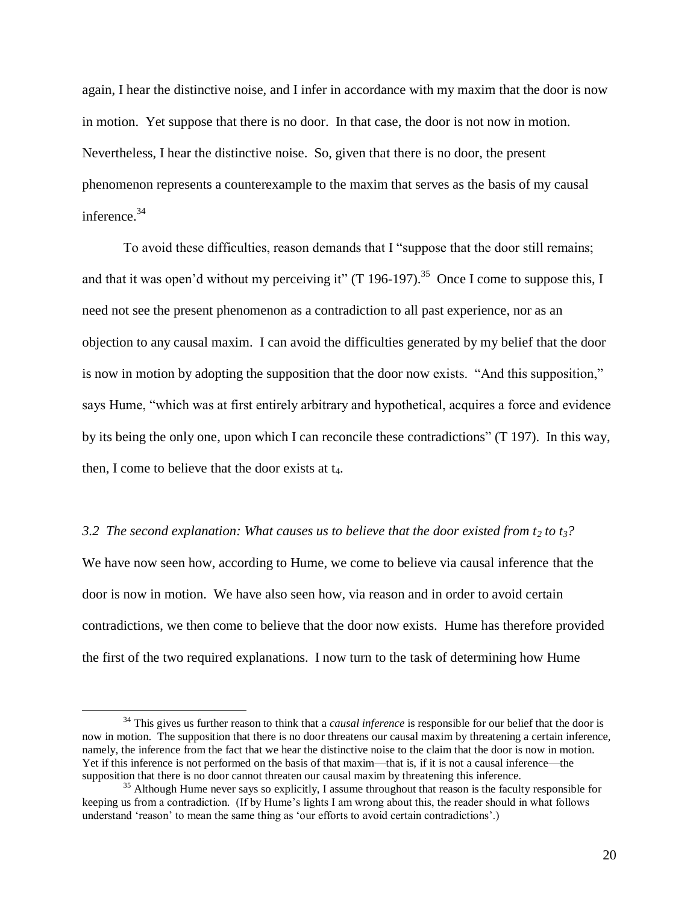again, I hear the distinctive noise, and I infer in accordance with my maxim that the door is now in motion. Yet suppose that there is no door. In that case, the door is not now in motion. Nevertheless, I hear the distinctive noise. So, given that there is no door, the present phenomenon represents a counterexample to the maxim that serves as the basis of my causal inference.[34]

To avoid these difficulties, reason demands that I "suppose that the door still remains; and that it was open'd without my perceiving it" (T 196-197).[35] Once I come to suppose this, I need not see the present phenomenon as a contradiction to all past experience, nor as an objection to any causal maxim. I can avoid the difficulties generated by my belief that the door is now in motion by adopting the supposition that the door now exists. "And this supposition," says Hume, "which was at first entirely arbitrary and hypothetical, acquires a force and evidence by its being the only one, upon which I can reconcile these contradictions" (T 197). In this way, then, I come to believe that the door exists at $t_4$.

### *3.2 The second explanation: What causes us to believe that the door existed from $t_2$ to $t_3$?*

We have now seen how, according to Hume, we come to believe via causal inference that the door is now in motion. We have also seen how, via reason and in order to avoid certain contradictions, we then come to believe that the door now exists. Hume has therefore provided the first of the two required explanations. I now turn to the task of determining how Hume

---

[34] This gives us further reason to think that a *causal inference* is responsible for our belief that the door is now in motion. The supposition that there is no door threatens our causal maxim by threatening a certain inference, namely, the inference from the fact that we hear the distinctive noise to the claim that the door is now in motion. Yet if this inference is not performed on the basis of that maxim—that is, if it is not a causal inference—the supposition that there is no door cannot threaten our causal maxim by threatening this inference.

[35] Although Hume never says so explicitly, I assume throughout that reason is the faculty responsible for keeping us from a contradiction. (If by Hume's lights I am wrong about this, the reader should in what follows understand 'reason' to mean the same thing as 'our efforts to avoid certain contradictions'.)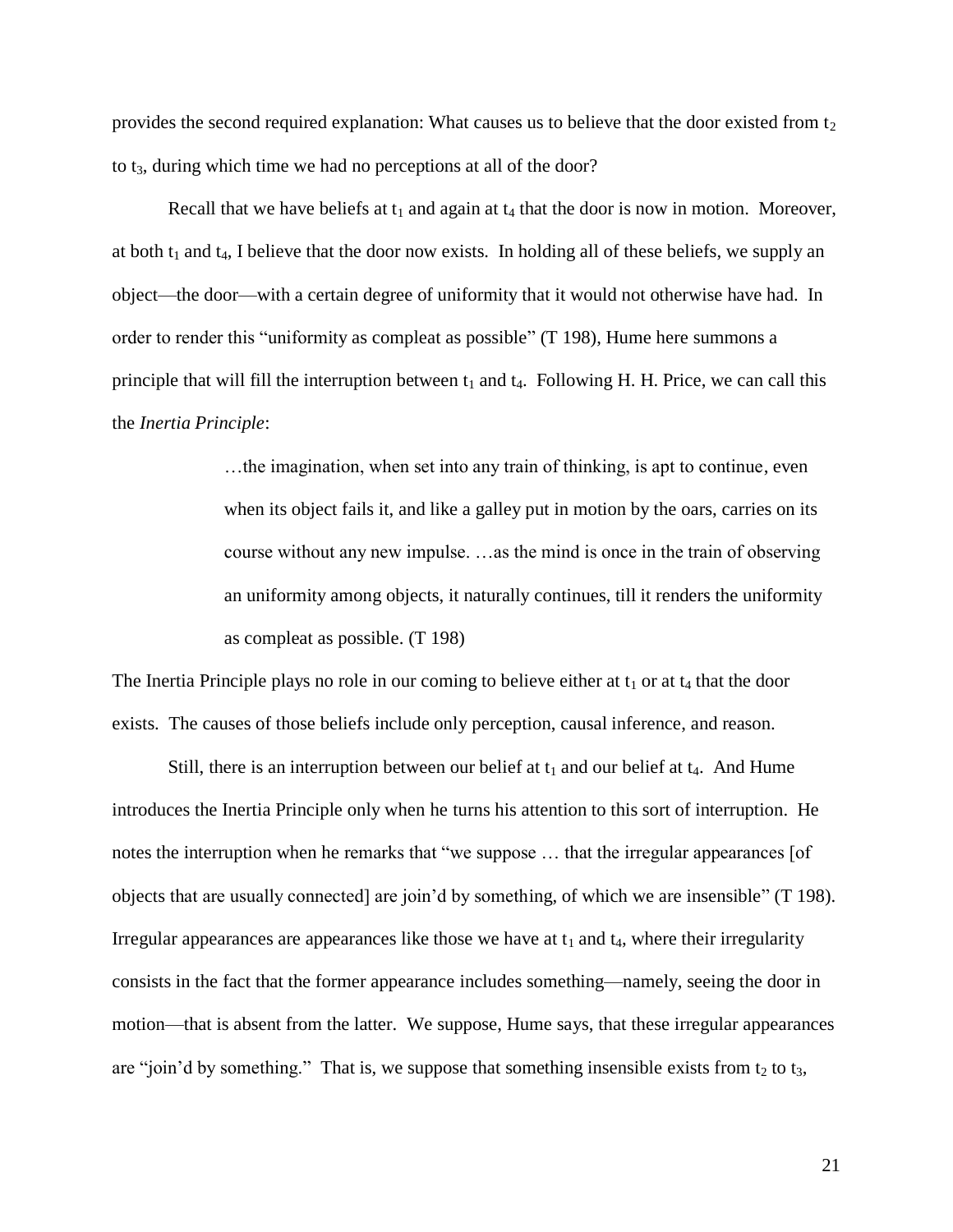provides the second required explanation: What causes us to believe that the door existed from $t_2$ to $t_3$, during which time we had no perceptions at all of the door?

Recall that we have beliefs at $t_1$ and again at $t_4$ that the door is now in motion. Moreover, at both $t_1$ and $t_4$, I believe that the door now exists. In holding all of these beliefs, we supply an object—the door—with a certain degree of uniformity that it would not otherwise have had. In order to render this "uniformity as compleat as possible" (T 198), Hume here summons a principle that will fill the interruption between $t_1$ and $t_4$. Following H. H. Price, we can call this the *Inertia Principle*:

> …the imagination, when set into any train of thinking, is apt to continue, even when its object fails it, and like a galley put in motion by the oars, carries on its course without any new impulse. …as the mind is once in the train of observing an uniformity among objects, it naturally continues, till it renders the uniformity as compleat as possible. (T 198)

The Inertia Principle plays no role in our coming to believe either at $t_1$ or at $t_4$ that the door exists. The causes of those beliefs include only perception, causal inference, and reason.

Still, there is an interruption between our belief at $t_1$ and our belief at $t_4$. And Hume introduces the Inertia Principle only when he turns his attention to this sort of interruption. He notes the interruption when he remarks that "we suppose … that the irregular appearances [of objects that are usually connected] are join'd by something, of which we are insensible" (T 198). Irregular appearances are appearances like those we have at $t_1$ and $t_4$, where their irregularity consists in the fact that the former appearance includes something—namely, seeing the door in motion—that is absent from the latter. We suppose, Hume says, that these irregular appearances are "join'd by something." That is, we suppose that something insensible exists from $t_2$ to $t_3$,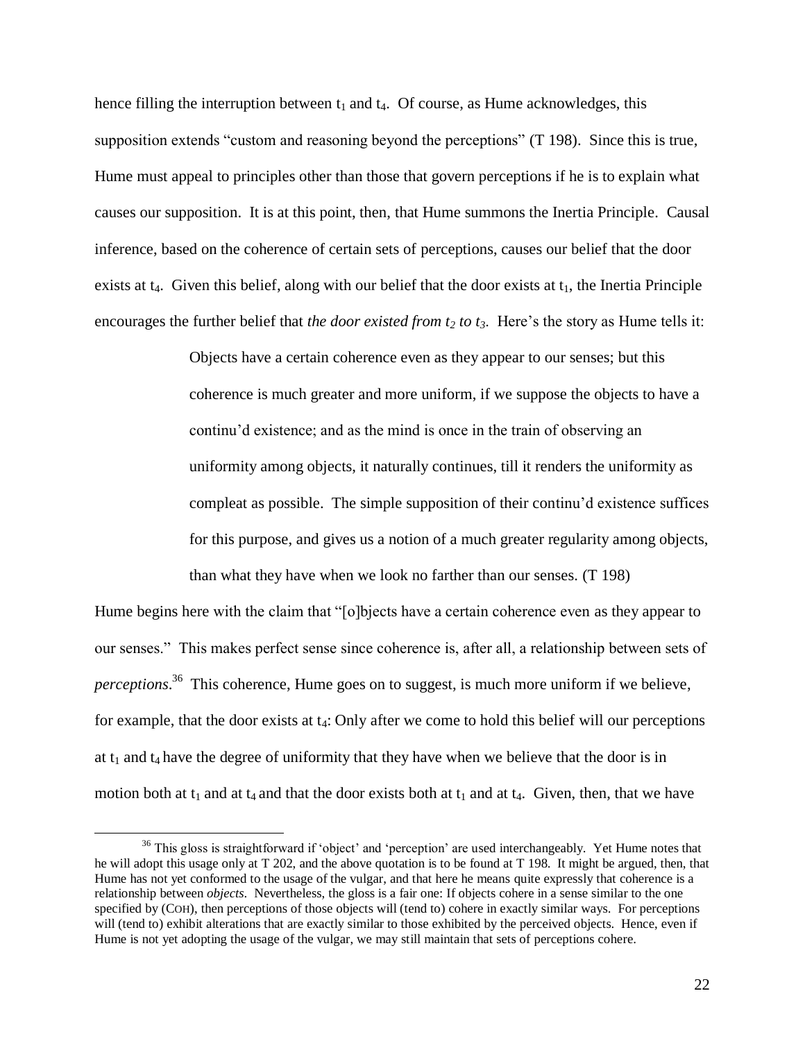hence filling the interruption between $t_1$ and $t_4$. Of course, as Hume acknowledges, this supposition extends "custom and reasoning beyond the perceptions" (T 198). Since this is true, Hume must appeal to principles other than those that govern perceptions if he is to explain what causes our supposition. It is at this point, then, that Hume summons the Inertia Principle. Causal inference, based on the coherence of certain sets of perceptions, causes our belief that the door exists at $t_4$. Given this belief, along with our belief that the door exists at $t_1$, the Inertia Principle encourages the further belief that *the door existed from $t_2$ to $t_3$.* Here's the story as Hume tells it:

> Objects have a certain coherence even as they appear to our senses; but this coherence is much greater and more uniform, if we suppose the objects to have a continu'd existence; and as the mind is once in the train of observing an uniformity among objects, it naturally continues, till it renders the uniformity as compleat as possible. The simple supposition of their continu'd existence suffices for this purpose, and gives us a notion of a much greater regularity among objects, than what they have when we look no farther than our senses. (T 198)

Hume begins here with the claim that "[o]bjects have a certain coherence even as they appear to our senses." This makes perfect sense since coherence is, after all, a relationship between sets of *perceptions*.[36] This coherence, Hume goes on to suggest, is much more uniform if we believe, for example, that the door exists at $t_4$: Only after we come to hold this belief will our perceptions at $t_1$ and $t_4$ have the degree of uniformity that they have when we believe that the door is in motion both at $t_1$ and at $t_4$ and that the door exists both at $t_1$ and at $t_4$. Given, then, that we have

---

[36] This gloss is straightforward if 'object' and 'perception' are used interchangeably. Yet Hume notes that he will adopt this usage only at T 202, and the above quotation is to be found at T 198. It might be argued, then, that Hume has not yet conformed to the usage of the vulgar, and that here he means quite expressly that coherence is a relationship between *objects*. Nevertheless, the gloss is a fair one: If objects cohere in a sense similar to the one specified by (COH), then perceptions of those objects will (tend to) cohere in exactly similar ways. For perceptions will (tend to) exhibit alterations that are exactly similar to those exhibited by the perceived objects. Hence, even if Hume is not yet adopting the usage of the vulgar, we may still maintain that sets of perceptions cohere.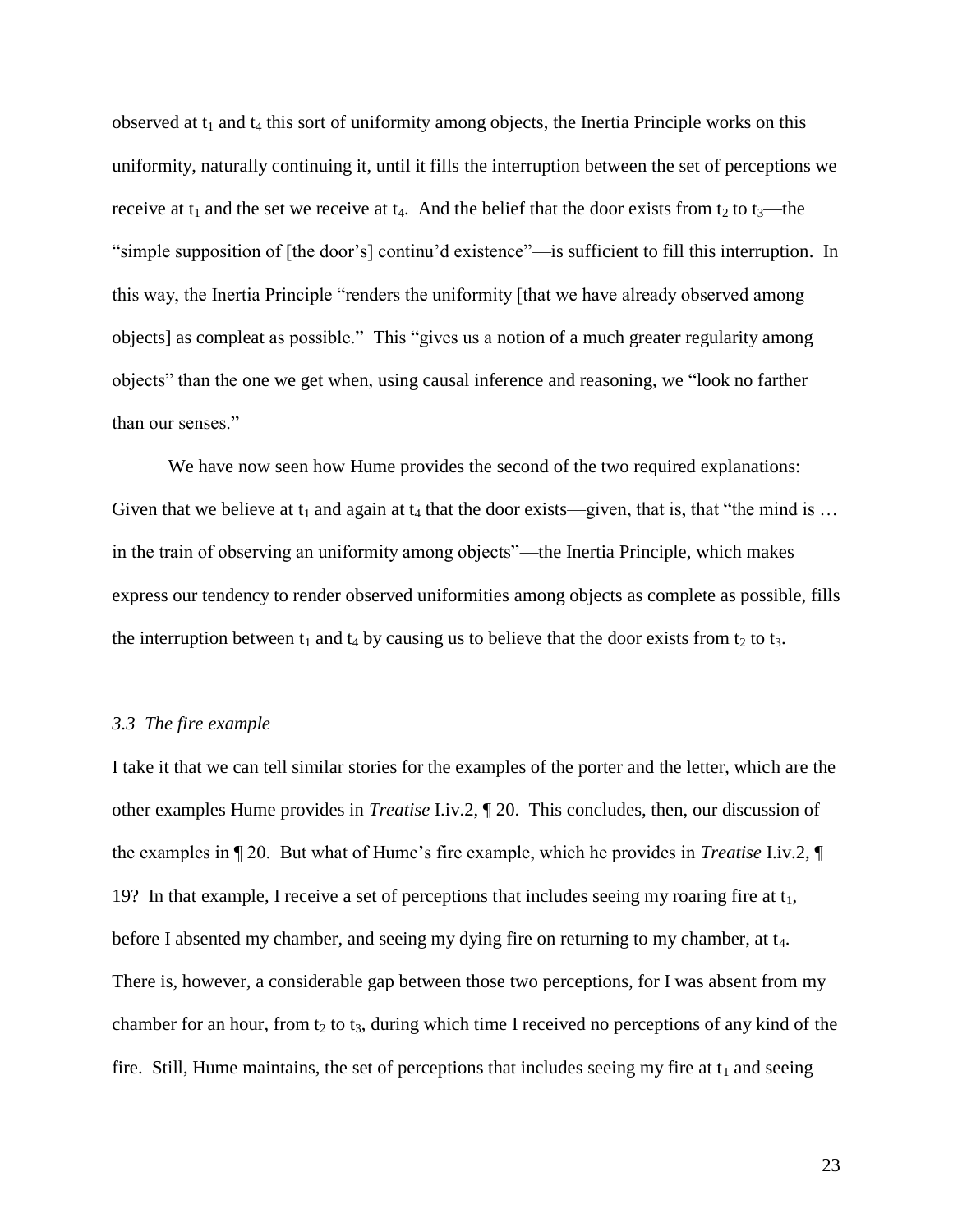observed at $t_1$ and $t_4$ this sort of uniformity among objects, the Inertia Principle works on this uniformity, naturally continuing it, until it fills the interruption between the set of perceptions we receive at $t_1$ and the set we receive at $t_4$. And the belief that the door exists from $t_2$ to $t_3$—the "simple supposition of [the door's] continu'd existence"—is sufficient to fill this interruption. In this way, the Inertia Principle "renders the uniformity [that we have already observed among objects] as compleat as possible." This "gives us a notion of a much greater regularity among objects" than the one we get when, using causal inference and reasoning, we "look no farther than our senses."

We have now seen how Hume provides the second of the two required explanations: Given that we believe at $t_1$ and again at $t_4$ that the door exists—given, that is, that "the mind is … in the train of observing an uniformity among objects"—the Inertia Principle, which makes express our tendency to render observed uniformities among objects as complete as possible, fills the interruption between $t_1$ and $t_4$ by causing us to believe that the door exists from $t_2$ to $t_3$.

### *3.3 The fire example*

I take it that we can tell similar stories for the examples of the porter and the letter, which are the other examples Hume provides in *Treatise* I.iv.2, ¶ 20. This concludes, then, our discussion of the examples in ¶ 20. But what of Hume's fire example, which he provides in *Treatise* I.iv.2, ¶ 19? In that example, I receive a set of perceptions that includes seeing my roaring fire at $t_1$, before I absented my chamber, and seeing my dying fire on returning to my chamber, at $t_4$. There is, however, a considerable gap between those two perceptions, for I was absent from my chamber for an hour, from $t_2$ to $t_3$, during which time I received no perceptions of any kind of the fire. Still, Hume maintains, the set of perceptions that includes seeing my fire at $t_1$ and seeing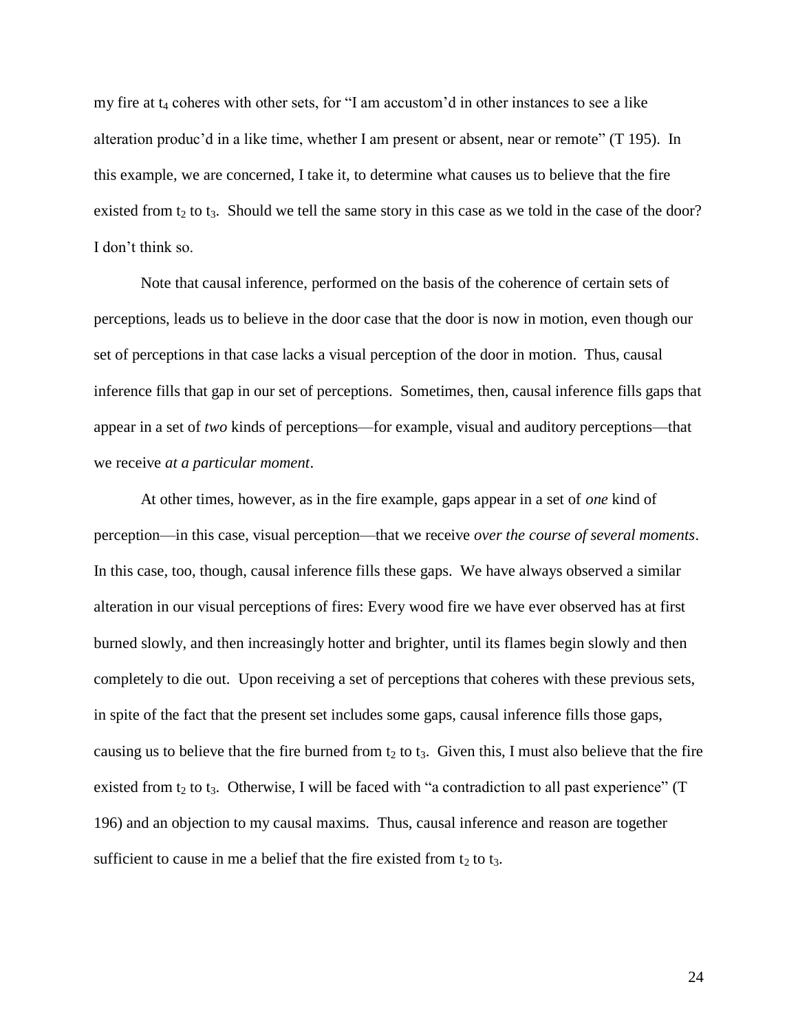my fire at $t_4$ coheres with other sets, for "I am accustom'd in other instances to see a like alteration produc'd in a like time, whether I am present or absent, near or remote" (T 195). In this example, we are concerned, I take it, to determine what causes us to believe that the fire existed from $t_2$ to $t_3$. Should we tell the same story in this case as we told in the case of the door? I don't think so.

Note that causal inference, performed on the basis of the coherence of certain sets of perceptions, leads us to believe in the door case that the door is now in motion, even though our set of perceptions in that case lacks a visual perception of the door in motion. Thus, causal inference fills that gap in our set of perceptions. Sometimes, then, causal inference fills gaps that appear in a set of *two* kinds of perceptions—for example, visual and auditory perceptions—that we receive *at a particular moment*.

At other times, however, as in the fire example, gaps appear in a set of *one* kind of perception—in this case, visual perception—that we receive *over the course of several moments*. In this case, too, though, causal inference fills these gaps. We have always observed a similar alteration in our visual perceptions of fires: Every wood fire we have ever observed has at first burned slowly, and then increasingly hotter and brighter, until its flames begin slowly and then completely to die out. Upon receiving a set of perceptions that coheres with these previous sets, in spite of the fact that the present set includes some gaps, causal inference fills those gaps, causing us to believe that the fire burned from $t_2$ to $t_3$. Given this, I must also believe that the fire existed from $t_2$ to $t_3$. Otherwise, I will be faced with "a contradiction to all past experience" (T 196) and an objection to my causal maxims. Thus, causal inference and reason are together sufficient to cause in me a belief that the fire existed from $t_2$ to $t_3$.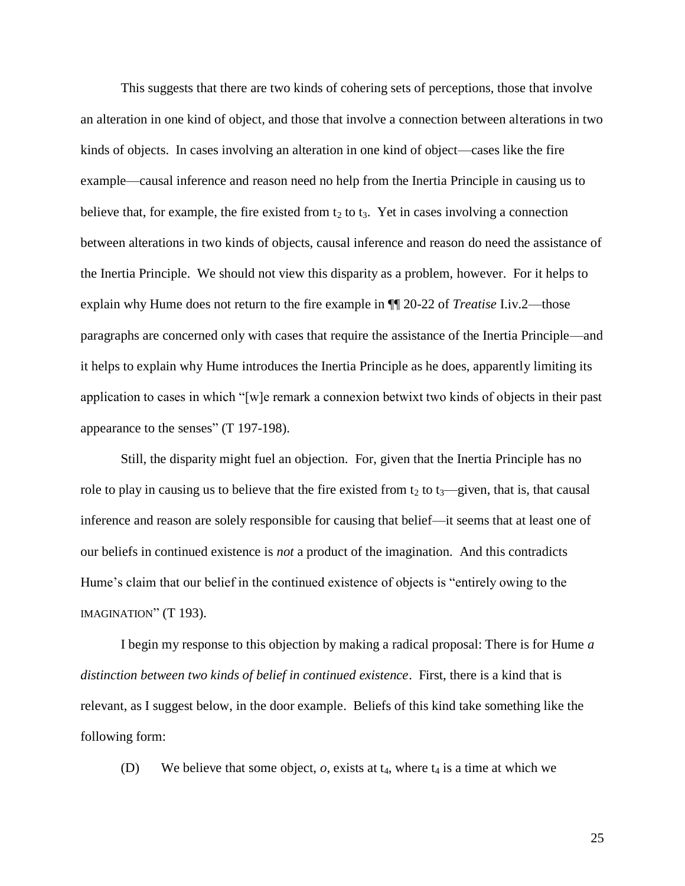This suggests that there are two kinds of cohering sets of perceptions, those that involve an alteration in one kind of object, and those that involve a connection between alterations in two kinds of objects. In cases involving an alteration in one kind of object—cases like the fire example—causal inference and reason need no help from the Inertia Principle in causing us to believe that, for example, the fire existed from $t_2$ to $t_3$. Yet in cases involving a connection between alterations in two kinds of objects, causal inference and reason do need the assistance of the Inertia Principle. We should not view this disparity as a problem, however. For it helps to explain why Hume does not return to the fire example in ¶¶ 20-22 of *Treatise* I.iv.2—those paragraphs are concerned only with cases that require the assistance of the Inertia Principle—and it helps to explain why Hume introduces the Inertia Principle as he does, apparently limiting its application to cases in which "[w]e remark a connexion betwixt two kinds of objects in their past appearance to the senses" (T 197-198).

Still, the disparity might fuel an objection. For, given that the Inertia Principle has no role to play in causing us to believe that the fire existed from $t_2$ to $t_3$—given, that is, that causal inference and reason are solely responsible for causing that belief—it seems that at least one of our beliefs in continued existence is *not* a product of the imagination. And this contradicts Hume's claim that our belief in the continued existence of objects is "entirely owing to the IMAGINATION" (T 193).

I begin my response to this objection by making a radical proposal: There is for Hume *a distinction between two kinds of belief in continued existence*. First, there is a kind that is relevant, as I suggest below, in the door example. Beliefs of this kind take something like the following form:

(D) We believe that some object, *o*, exists at $t_4$, where $t_4$ is a time at which we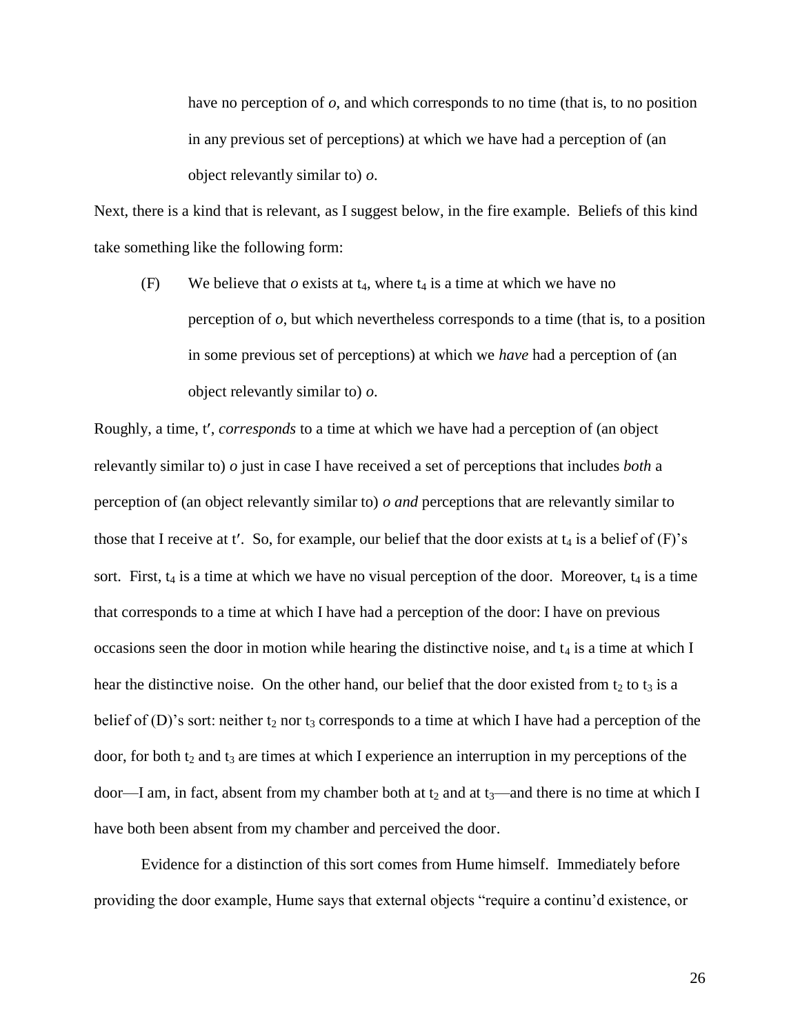have no perception of *o*, and which corresponds to no time (that is, to no position in any previous set of perceptions) at which we have had a perception of (an object relevantly similar to) *o*.

Next, there is a kind that is relevant, as I suggest below, in the fire example. Beliefs of this kind take something like the following form:

(F) We believe that *o* exists at $t_4$, where $t_4$ is a time at which we have no perception of *o*, but which nevertheless corresponds to a time (that is, to a position in some previous set of perceptions) at which we *have* had a perception of (an object relevantly similar to) *o*.

Roughly, a time, t′, *corresponds* to a time at which we have had a perception of (an object relevantly similar to) *o* just in case I have received a set of perceptions that includes *both* a perception of (an object relevantly similar to) *o and* perceptions that are relevantly similar to those that I receive at t′. So, for example, our belief that the door exists at $t_4$ is a belief of (F)'s sort. First, $t_4$ is a time at which we have no visual perception of the door. Moreover, $t_4$ is a time that corresponds to a time at which I have had a perception of the door: I have on previous occasions seen the door in motion while hearing the distinctive noise, and $t_4$ is a time at which I hear the distinctive noise. On the other hand, our belief that the door existed from $t_2$ to $t_3$ is a belief of (D)'s sort: neither $t_2$ nor $t_3$ corresponds to a time at which I have had a perception of the door, for both $t_2$ and $t_3$ are times at which I experience an interruption in my perceptions of the door—I am, in fact, absent from my chamber both at $t_2$ and at $t_3$—and there is no time at which I have both been absent from my chamber and perceived the door.

Evidence for a distinction of this sort comes from Hume himself. Immediately before providing the door example, Hume says that external objects "require a continu'd existence, or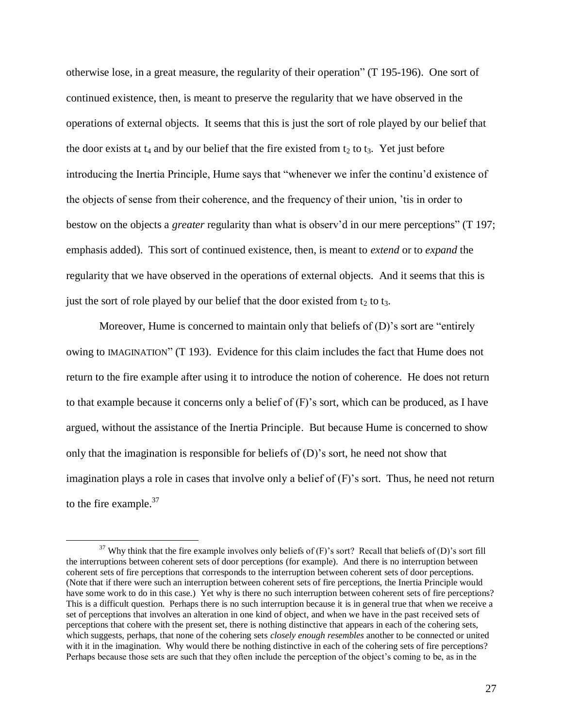otherwise lose, in a great measure, the regularity of their operation" (T 195-196). One sort of continued existence, then, is meant to preserve the regularity that we have observed in the operations of external objects. It seems that this is just the sort of role played by our belief that the door exists at $t_4$ and by our belief that the fire existed from $t_2$ to $t_3$. Yet just before introducing the Inertia Principle, Hume says that "whenever we infer the continu'd existence of the objects of sense from their coherence, and the frequency of their union, 'tis in order to bestow on the objects a *greater* regularity than what is observ'd in our mere perceptions" (T 197; emphasis added). This sort of continued existence, then, is meant to *extend* or to *expand* the regularity that we have observed in the operations of external objects. And it seems that this is just the sort of role played by our belief that the door existed from $t_2$ to $t_3$.

Moreover, Hume is concerned to maintain only that beliefs of (D)'s sort are "entirely owing to IMAGINATION" (T 193). Evidence for this claim includes the fact that Hume does not return to the fire example after using it to introduce the notion of coherence. He does not return to that example because it concerns only a belief of (F)'s sort, which can be produced, as I have argued, without the assistance of the Inertia Principle. But because Hume is concerned to show only that the imagination is responsible for beliefs of (D)'s sort, he need not show that imagination plays a role in cases that involve only a belief of (F)'s sort. Thus, he need not return to the fire example.[37]

[37] Why think that the fire example involves only beliefs of (F)'s sort? Recall that beliefs of (D)'s sort fill the interruptions between coherent sets of door perceptions (for example). And there is no interruption between coherent sets of fire perceptions that corresponds to the interruption between coherent sets of door perceptions. (Note that if there were such an interruption between coherent sets of fire perceptions, the Inertia Principle would have some work to do in this case.) Yet why is there no such interruption between coherent sets of fire perceptions? This is a difficult question. Perhaps there is no such interruption because it is in general true that when we receive a set of perceptions that involves an alteration in one kind of object, and when we have in the past received sets of perceptions that cohere with the present set, there is nothing distinctive that appears in each of the cohering sets, which suggests, perhaps, that none of the cohering sets *closely enough resembles* another to be connected or united with it in the imagination. Why would there be nothing distinctive in each of the cohering sets of fire perceptions? Perhaps because those sets are such that they often include the perception of the object's coming to be, as in the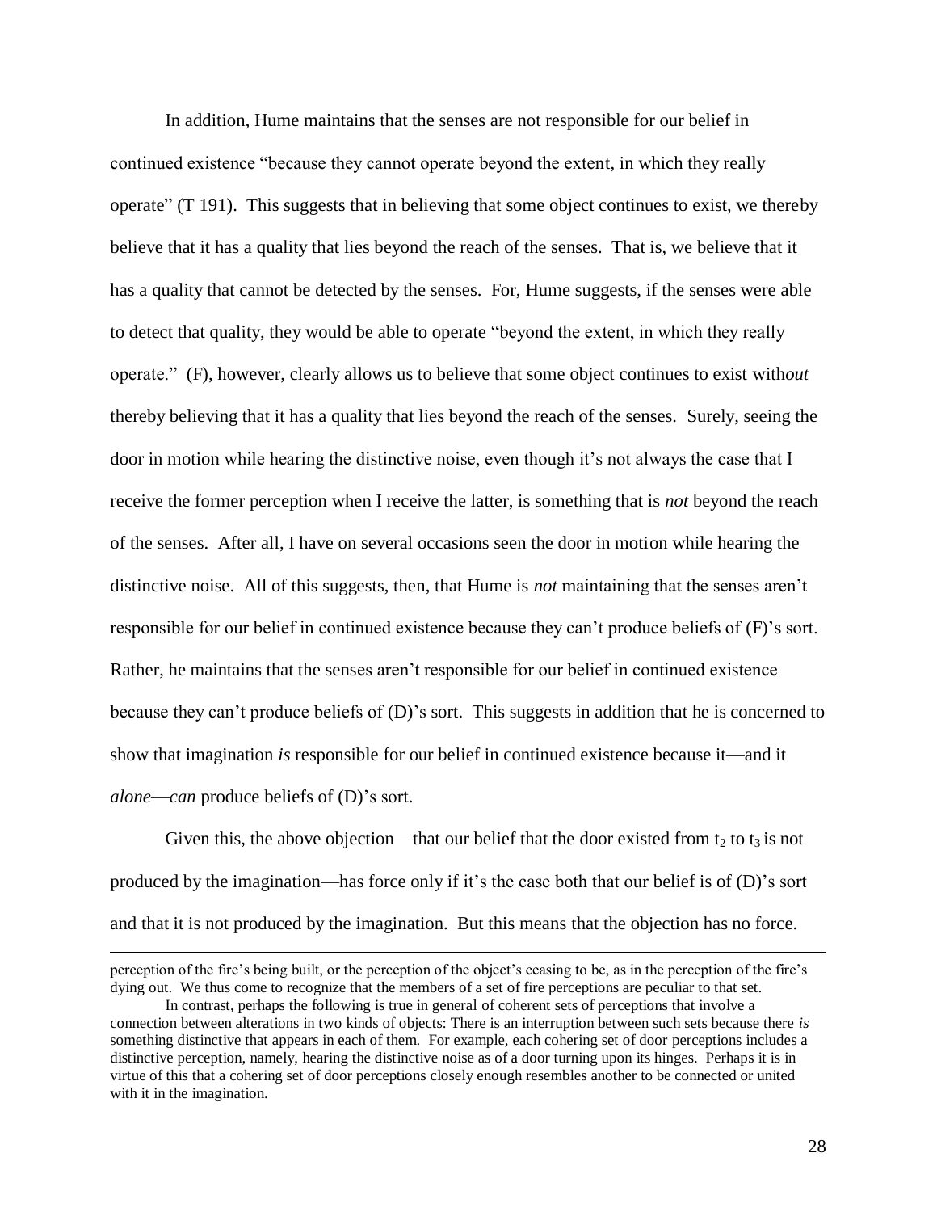In addition, Hume maintains that the senses are not responsible for our belief in continued existence "because they cannot operate beyond the extent, in which they really operate" (T 191). This suggests that in believing that some object continues to exist, we thereby believe that it has a quality that lies beyond the reach of the senses. That is, we believe that it has a quality that cannot be detected by the senses. For, Hume suggests, if the senses were able to detect that quality, they would be able to operate "beyond the extent, in which they really operate." (F), however, clearly allows us to believe that some object continues to exist with*out* thereby believing that it has a quality that lies beyond the reach of the senses. Surely, seeing the door in motion while hearing the distinctive noise, even though it's not always the case that I receive the former perception when I receive the latter, is something that is *not* beyond the reach of the senses. After all, I have on several occasions seen the door in motion while hearing the distinctive noise. All of this suggests, then, that Hume is *not* maintaining that the senses aren't responsible for our belief in continued existence because they can't produce beliefs of (F)'s sort. Rather, he maintains that the senses aren't responsible for our belief in continued existence because they can't produce beliefs of (D)'s sort. This suggests in addition that he is concerned to show that imagination *is* responsible for our belief in continued existence because it—and it *alone*—*can* produce beliefs of (D)'s sort.

Given this, the above objection—that our belief that the door existed from $t_2$ to $t_3$ is not produced by the imagination—has force only if it's the case both that our belief is of (D)'s sort and that it is not produced by the imagination. But this means that the objection has no force.

---

perception of the fire's being built, or the perception of the object's ceasing to be, as in the perception of the fire's dying out. We thus come to recognize that the members of a set of fire perceptions are peculiar to that set.

In contrast, perhaps the following is true in general of coherent sets of perceptions that involve a connection between alterations in two kinds of objects: There is an interruption between such sets because there *is* something distinctive that appears in each of them. For example, each cohering set of door perceptions includes a distinctive perception, namely, hearing the distinctive noise as of a door turning upon its hinges. Perhaps it is in virtue of this that a cohering set of door perceptions closely enough resembles another to be connected or united with it in the imagination.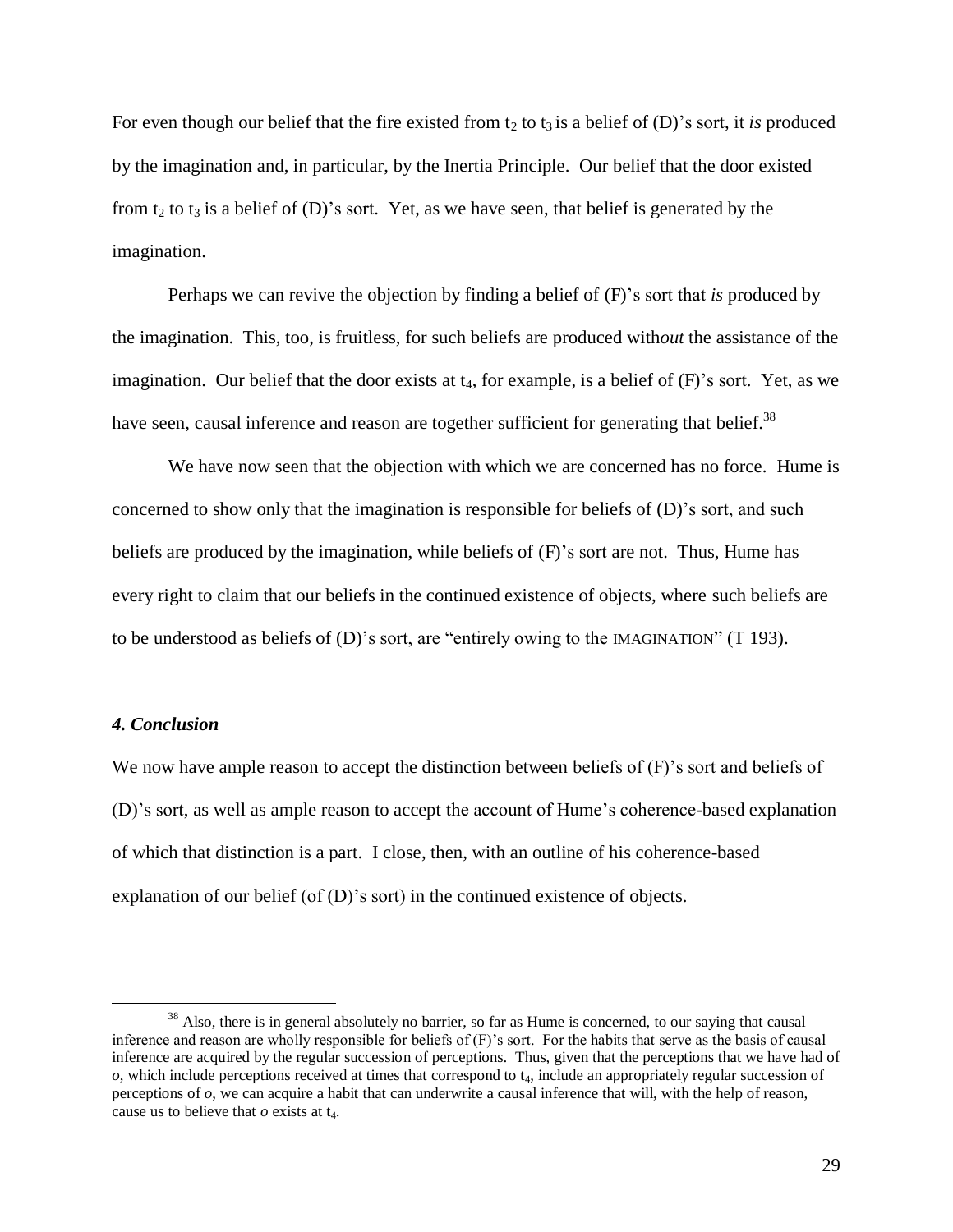For even though our belief that the fire existed from $t_2$ to $t_3$ is a belief of (D)'s sort, it *is* produced by the imagination and, in particular, by the Inertia Principle. Our belief that the door existed from $t_2$ to $t_3$ is a belief of (D)'s sort. Yet, as we have seen, that belief is generated by the imagination.

Perhaps we can revive the objection by finding a belief of (F)'s sort that *is* produced by the imagination. This, too, is fruitless, for such beliefs are produced with*out* the assistance of the imagination. Our belief that the door exists at $t_4$, for example, is a belief of (F)'s sort. Yet, as we have seen, causal inference and reason are together sufficient for generating that belief.[38]

We have now seen that the objection with which we are concerned has no force. Hume is concerned to show only that the imagination is responsible for beliefs of (D)'s sort, and such beliefs are produced by the imagination, while beliefs of (F)'s sort are not. Thus, Hume has every right to claim that our beliefs in the continued existence of objects, where such beliefs are to be understood as beliefs of (D)'s sort, are "entirely owing to the IMAGINATION" (T 193).

### *4. Conclusion*

We now have ample reason to accept the distinction between beliefs of (F)'s sort and beliefs of (D)'s sort, as well as ample reason to accept the account of Hume's coherence-based explanation of which that distinction is a part. I close, then, with an outline of his coherence-based explanation of our belief (of (D)'s sort) in the continued existence of objects.

---

[38] Also, there is in general absolutely no barrier, so far as Hume is concerned, to our saying that causal inference and reason are wholly responsible for beliefs of (F)'s sort. For the habits that serve as the basis of causal inference are acquired by the regular succession of perceptions. Thus, given that the perceptions that we have had of *o*, which include perceptions received at times that correspond to $t_4$, include an appropriately regular succession of perceptions of *o*, we can acquire a habit that can underwrite a causal inference that will, with the help of reason, cause us to believe that *o* exists at $t_4$.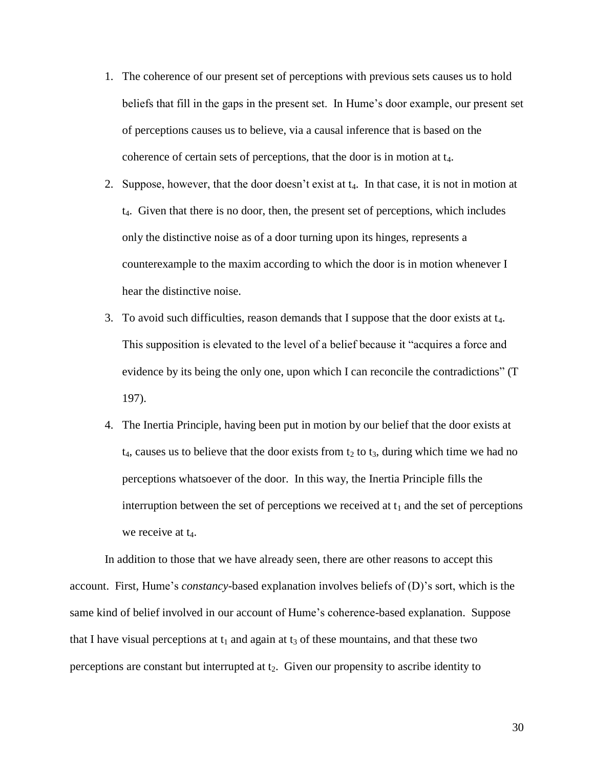1. The coherence of our present set of perceptions with previous sets causes us to hold beliefs that fill in the gaps in the present set. In Hume's door example, our present set of perceptions causes us to believe, via a causal inference that is based on the coherence of certain sets of perceptions, that the door is in motion at $t_4$.
2. Suppose, however, that the door doesn't exist at $t_4$. In that case, it is not in motion at $t_4$. Given that there is no door, then, the present set of perceptions, which includes only the distinctive noise as of a door turning upon its hinges, represents a counterexample to the maxim according to which the door is in motion whenever I hear the distinctive noise.
3. To avoid such difficulties, reason demands that I suppose that the door exists at $t_4$. This supposition is elevated to the level of a belief because it "acquires a force and evidence by its being the only one, upon which I can reconcile the contradictions" (T 197).
4. The Inertia Principle, having been put in motion by our belief that the door exists at $t_4$, causes us to believe that the door exists from $t_2$ to $t_3$, during which time we had no perceptions whatsoever of the door. In this way, the Inertia Principle fills the interruption between the set of perceptions we received at $t_1$ and the set of perceptions we receive at $t_4$.

In addition to those that we have already seen, there are other reasons to accept this account. First, Hume's *constancy*-based explanation involves beliefs of (D)'s sort, which is the same kind of belief involved in our account of Hume's coherence-based explanation. Suppose that I have visual perceptions at $t_1$ and again at $t_3$ of these mountains, and that these two perceptions are constant but interrupted at $t_2$. Given our propensity to ascribe identity to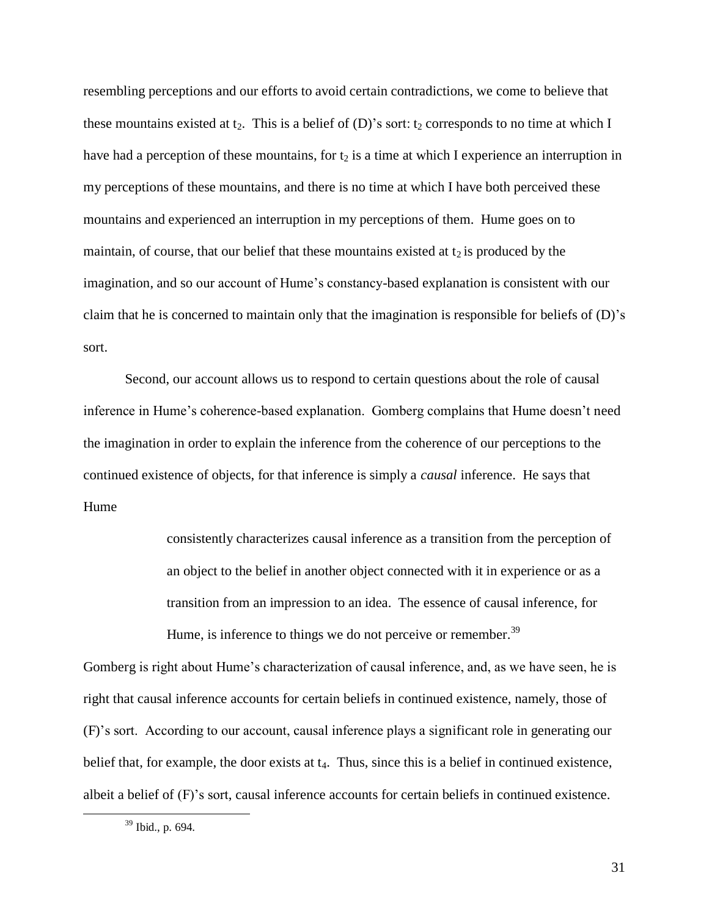resembling perceptions and our efforts to avoid certain contradictions, we come to believe that these mountains existed at $t_2$. This is a belief of (D)'s sort: $t_2$ corresponds to no time at which I have had a perception of these mountains, for $t_2$ is a time at which I experience an interruption in my perceptions of these mountains, and there is no time at which I have both perceived these mountains and experienced an interruption in my perceptions of them. Hume goes on to maintain, of course, that our belief that these mountains existed at $t_2$ is produced by the imagination, and so our account of Hume's constancy-based explanation is consistent with our claim that he is concerned to maintain only that the imagination is responsible for beliefs of (D)'s sort.

Second, our account allows us to respond to certain questions about the role of causal inference in Hume's coherence-based explanation. Gomberg complains that Hume doesn't need the imagination in order to explain the inference from the coherence of our perceptions to the continued existence of objects, for that inference is simply a *causal* inference. He says that Hume

> consistently characterizes causal inference as a transition from the perception of an object to the belief in another object connected with it in experience or as a transition from an impression to an idea. The essence of causal inference, for Hume, is inference to things we do not perceive or remember.[39]

Gomberg is right about Hume's characterization of causal inference, and, as we have seen, he is right that causal inference accounts for certain beliefs in continued existence, namely, those of (F)'s sort. According to our account, causal inference plays a significant role in generating our belief that, for example, the door exists at $t_4$. Thus, since this is a belief in continued existence, albeit a belief of (F)'s sort, causal inference accounts for certain beliefs in continued existence.

[39] Ibid., p. 694.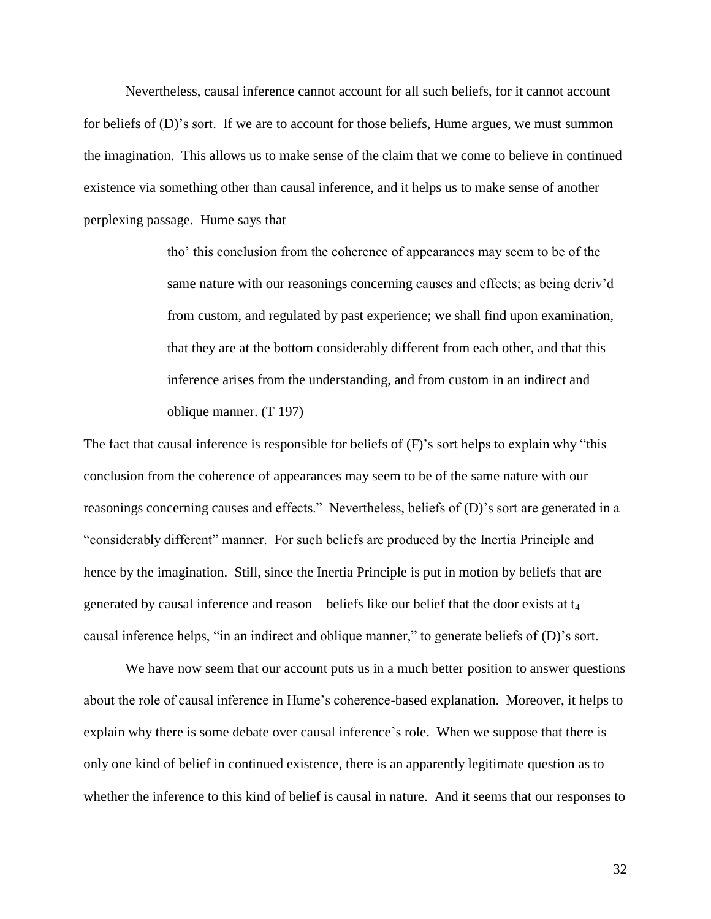Nevertheless, causal inference cannot account for all such beliefs, for it cannot account for beliefs of (D)'s sort. If we are to account for those beliefs, Hume argues, we must summon the imagination. This allows us to make sense of the claim that we come to believe in continued existence via something other than causal inference, and it helps us to make sense of another perplexing passage. Hume says that

> tho' this conclusion from the coherence of appearances may seem to be of the same nature with our reasonings concerning causes and effects; as being deriv'd from custom, and regulated by past experience; we shall find upon examination, that they are at the bottom considerably different from each other, and that this inference arises from the understanding, and from custom in an indirect and oblique manner. (T 197)

The fact that causal inference is responsible for beliefs of (F)'s sort helps to explain why "this conclusion from the coherence of appearances may seem to be of the same nature with our reasonings concerning causes and effects." Nevertheless, beliefs of (D)'s sort are generated in a "considerably different" manner. For such beliefs are produced by the Inertia Principle and hence by the imagination. Still, since the Inertia Principle is put in motion by beliefs that are generated by causal inference and reason—beliefs like our belief that the door exists at $t_4$—causal inference helps, "in an indirect and oblique manner," to generate beliefs of (D)'s sort.

We have now seem that our account puts us in a much better position to answer questions about the role of causal inference in Hume's coherence-based explanation. Moreover, it helps to explain why there is some debate over causal inference's role. When we suppose that there is only one kind of belief in continued existence, there is an apparently legitimate question as to whether the inference to this kind of belief is causal in nature. And it seems that our responses to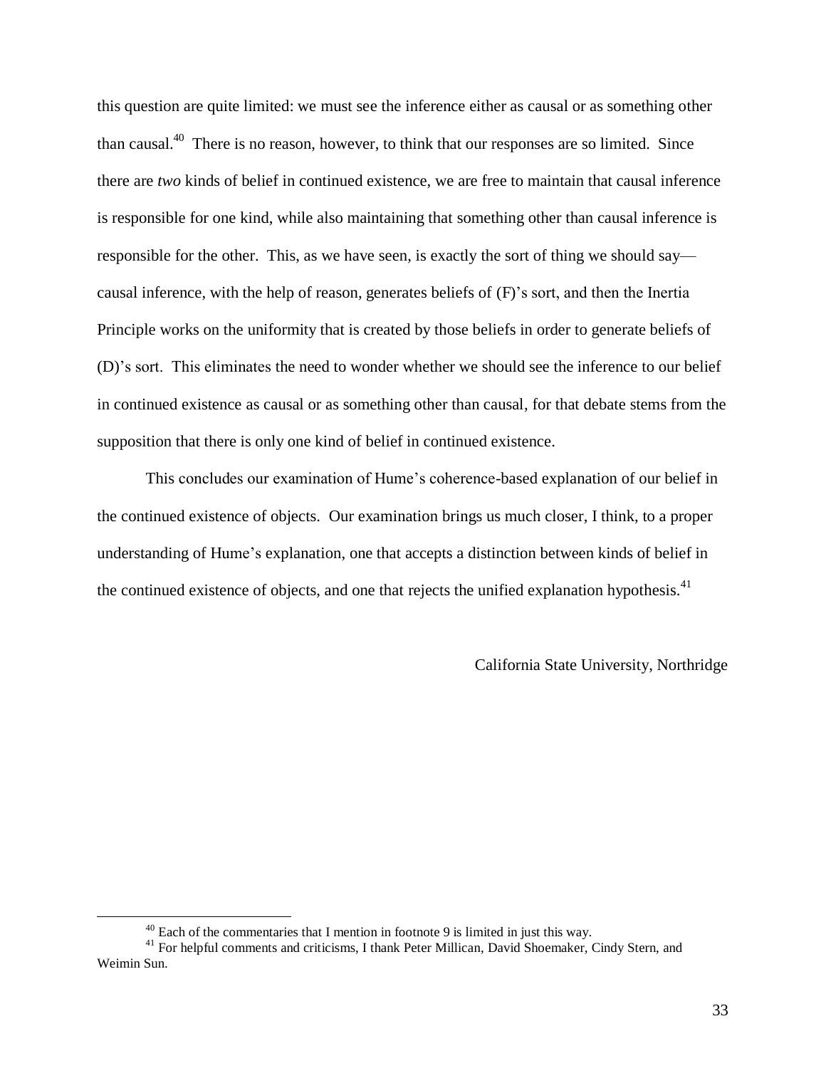this question are quite limited: we must see the inference either as causal or as something other than causal.[40] There is no reason, however, to think that our responses are so limited. Since there are *two* kinds of belief in continued existence, we are free to maintain that causal inference is responsible for one kind, while also maintaining that something other than causal inference is responsible for the other. This, as we have seen, is exactly the sort of thing we should say—causal inference, with the help of reason, generates beliefs of (F)'s sort, and then the Inertia Principle works on the uniformity that is created by those beliefs in order to generate beliefs of (D)'s sort. This eliminates the need to wonder whether we should see the inference to our belief in continued existence as causal or as something other than causal, for that debate stems from the supposition that there is only one kind of belief in continued existence.

This concludes our examination of Hume's coherence-based explanation of our belief in the continued existence of objects. Our examination brings us much closer, I think, to a proper understanding of Hume's explanation, one that accepts a distinction between kinds of belief in the continued existence of objects, and one that rejects the unified explanation hypothesis.[41]

California State University, Northridge

---

[40] Each of the commentaries that I mention in footnote 9 is limited in just this way.

[41] For helpful comments and criticisms, I thank Peter Millican, David Shoemaker, Cindy Stern, and Weimin Sun.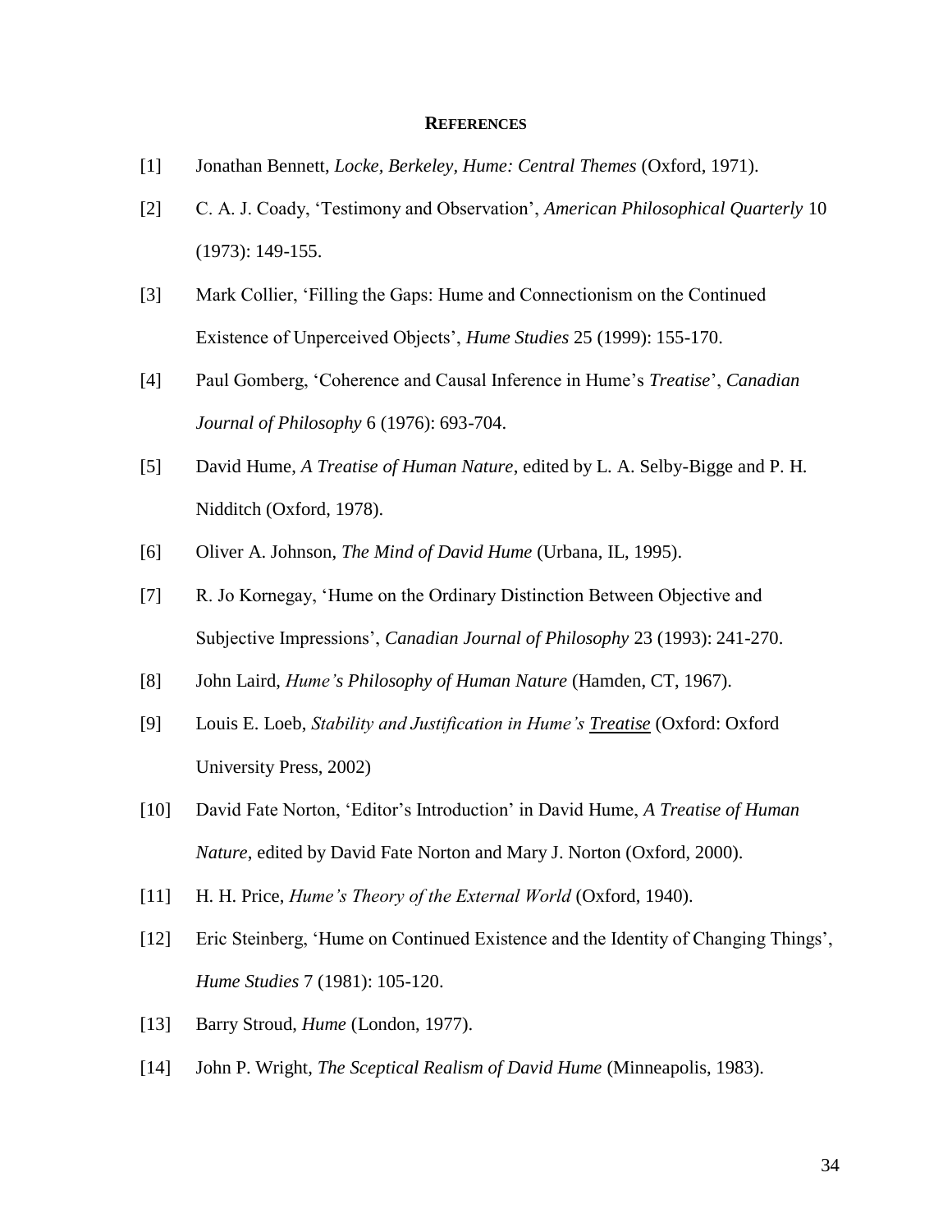## REFERENCES

[1] Jonathan Bennett, *Locke, Berkeley, Hume: Central Themes* (Oxford, 1971).

[2] C. A. J. Coady, 'Testimony and Observation', *American Philosophical Quarterly* 10 (1973): 149-155.

[3] Mark Collier, 'Filling the Gaps: Hume and Connectionism on the Continued Existence of Unperceived Objects', *Hume Studies* 25 (1999): 155-170.

[4] Paul Gomberg, 'Coherence and Causal Inference in Hume's *Treatise*', *Canadian Journal of Philosophy* 6 (1976): 693-704.

[5] David Hume, *A Treatise of Human Nature*, edited by L. A. Selby-Bigge and P. H. Nidditch (Oxford, 1978).

[6] Oliver A. Johnson, *The Mind of David Hume* (Urbana, IL, 1995).

[7] R. Jo Kornegay, 'Hume on the Ordinary Distinction Between Objective and Subjective Impressions', *Canadian Journal of Philosophy* 23 (1993): 241-270.

[8] John Laird, *Hume's Philosophy of Human Nature* (Hamden, CT, 1967).

[9] Louis E. Loeb, *Stability and Justification in Hume's Treatise* (Oxford: Oxford University Press, 2002)

[10] David Fate Norton, 'Editor's Introduction' in David Hume, *A Treatise of Human Nature*, edited by David Fate Norton and Mary J. Norton (Oxford, 2000).

[11] H. H. Price, *Hume's Theory of the External World* (Oxford, 1940).

[12] Eric Steinberg, 'Hume on Continued Existence and the Identity of Changing Things', *Hume Studies* 7 (1981): 105-120.

[13] Barry Stroud, *Hume* (London, 1977).

[14] John P. Wright, *The Sceptical Realism of David Hume* (Minneapolis, 1983).